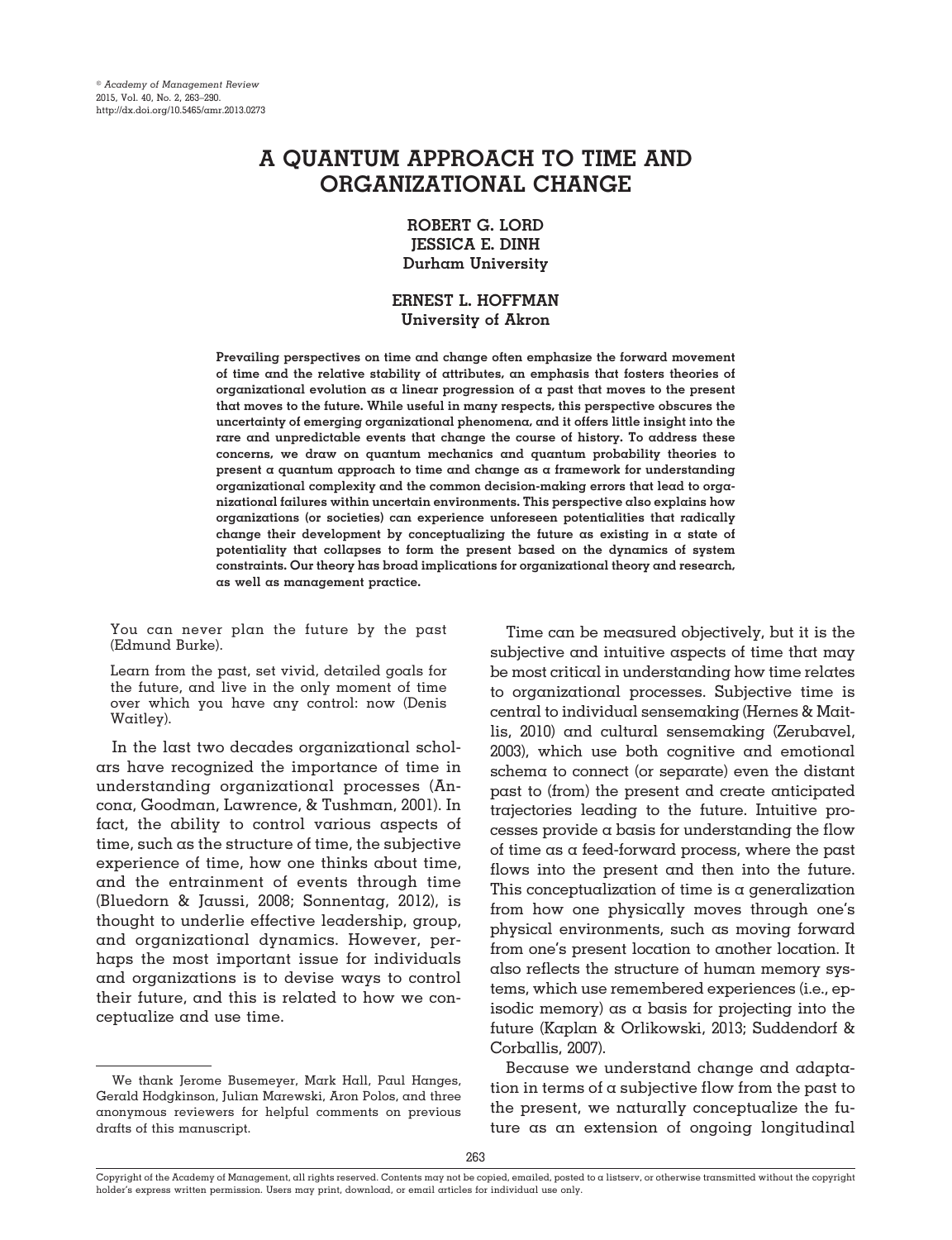# A QUANTUM APPROACH TO TIME AND ORGANIZATIONAL CHANGE

**ROBERT G. LORD**
**JESSICA E. DINH**
**Durham University**

**ERNEST L. HOFFMAN**
**University of Akron**

**Prevailing perspectives on time and change often emphasize the forward movement of time and the relative stability of attributes, an emphasis that fosters theories of organizational evolution as a linear progression of a past that moves to the present that moves to the future. While useful in many respects, this perspective obscures the uncertainty of emerging organizational phenomena, and it offers little insight into the rare and unpredictable events that change the course of history. To address these concerns, we draw on quantum mechanics and quantum probability theories to present a quantum approach to time and change as a framework for understanding organizational complexity and the common decision-making errors that lead to organizational failures within uncertain environments. This perspective also explains how organizations (or societies) can experience unforeseen potentialities that radically change their development by conceptualizing the future as existing in a state of potentiality that collapses to form the present based on the dynamics of system constraints. Our theory has broad implications for organizational theory and research, as well as management practice.**

> You can never plan the future by the past (Edmund Burke).
>
> Learn from the past, set vivid, detailed goals for the future, and live in the only moment of time over which you have any control: now (Denis Waitley).

In the last two decades organizational scholars have recognized the importance of time in understanding organizational processes (Ancona, Goodman, Lawrence, & Tushman, 2001). In fact, the ability to control various aspects of time, such as the structure of time, the subjective experience of time, how one thinks about time, and the entrainment of events through time (Bluedorn & Jaussi, 2008; Sonnentag, 2012), is thought to underlie effective leadership, group, and organizational dynamics. However, perhaps the most important issue for individuals and organizations is to devise ways to control their future, and this is related to how we conceptualize and use time.

Time can be measured objectively, but it is the subjective and intuitive aspects of time that may be most critical in understanding how time relates to organizational processes. Subjective time is central to individual sensemaking (Hernes & Maitlis, 2010) and cultural sensemaking (Zerubavel, 2003), which use both cognitive and emotional schema to connect (or separate) even the distant past to (from) the present and create anticipated trajectories leading to the future. Intuitive processes provide a basis for understanding the flow of time as a feed-forward process, where the past flows into the present and then into the future. This conceptualization of time is a generalization from how one physically moves through one's physical environments, such as moving forward from one's present location to another location. It also reflects the structure of human memory systems, which use remembered experiences (i.e., episodic memory) as a basis for projecting into the future (Kaplan & Orlikowski, 2013; Suddendorf & Corballis, 2007).

Because we understand change and adaptation in terms of a subjective flow from the past to the present, we naturally conceptualize the future as an extension of ongoing longitudinal

---

We thank Jerome Busemeyer, Mark Hall, Paul Hanges, Gerald Hodgkinson, Julian Marewski, Aron Polos, and three anonymous reviewers for helpful comments on previous drafts of this manuscript.

Copyright of the Academy of Management, all rights reserved. Contents may not be copied, emailed, posted to a listserv, or otherwise transmitted without the copyright holder's express written permission. Users may print, download, or email articles for individual use only.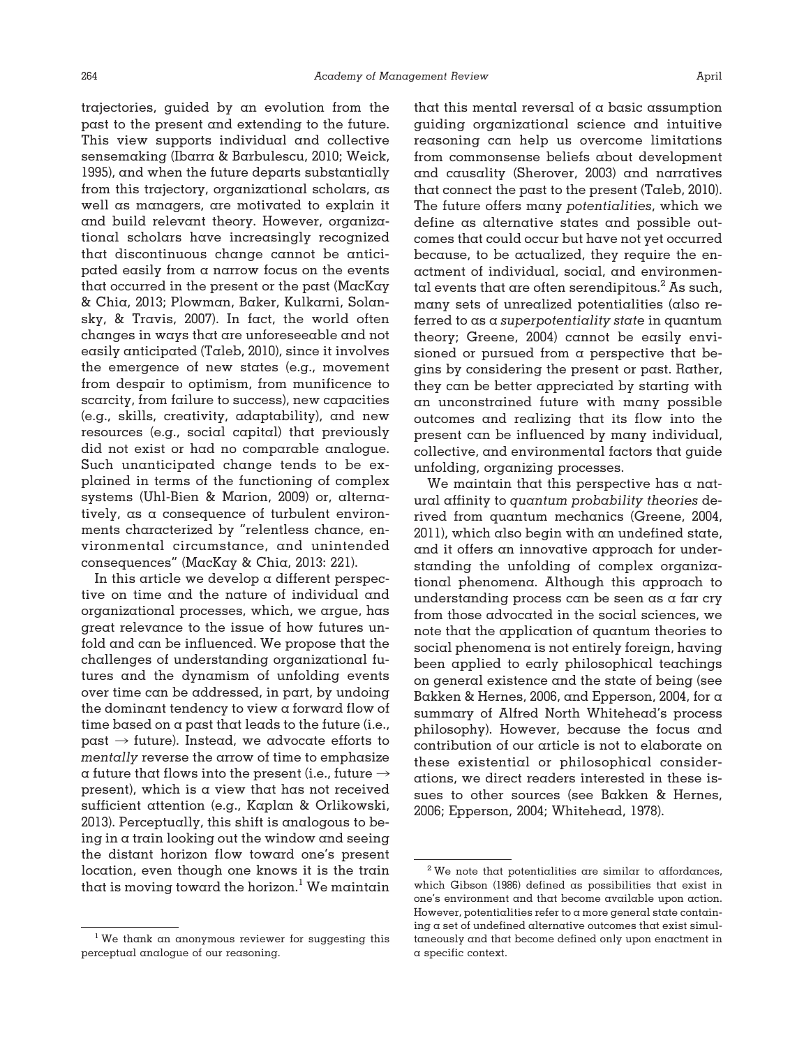trajectories, guided by an evolution from the past to the present and extending to the future. This view supports individual and collective sensemaking (Ibarra & Barbulescu, 2010; Weick, 1995), and when the future departs substantially from this trajectory, organizational scholars, as well as managers, are motivated to explain it and build relevant theory. However, organizational scholars have increasingly recognized that discontinuous change cannot be anticipated easily from a narrow focus on the events that occurred in the present or the past (MacKay & Chia, 2013; Plowman, Baker, Kulkarni, Solansky, & Travis, 2007). In fact, the world often changes in ways that are unforeseeable and not easily anticipated (Taleb, 2010), since it involves the emergence of new states (e.g., movement from despair to optimism, from munificence to scarcity, from failure to success), new capacities (e.g., skills, creativity, adaptability), and new resources (e.g., social capital) that previously did not exist or had no comparable analogue. Such unanticipated change tends to be explained in terms of the functioning of complex systems (Uhl-Bien & Marion, 2009) or, alternatively, as a consequence of turbulent environments characterized by "relentless chance, environmental circumstance, and unintended consequences" (MacKay & Chia, 2013: 221).

In this article we develop a different perspective on time and the nature of individual and organizational processes, which, we argue, has great relevance to the issue of how futures unfold and can be influenced. We propose that the challenges of understanding organizational futures and the dynamism of unfolding events over time can be addressed, in part, by undoing the dominant tendency to view a forward flow of time based on a past that leads to the future (i.e., past → future). Instead, we advocate efforts to *mentally* reverse the arrow of time to emphasize a future that flows into the present (i.e., future → present), which is a view that has not received sufficient attention (e.g., Kaplan & Orlikowski, 2013). Perceptually, this shift is analogous to being in a train looking out the window and seeing the distant horizon flow toward one's present location, even though one knows it is the train that is moving toward the horizon.[1] We maintain that this mental reversal of a basic assumption guiding organizational science and intuitive reasoning can help us overcome limitations from commonsense beliefs about development and causality (Sherover, 2003) and narratives that connect the past to the present (Taleb, 2010). The future offers many *potentialities*, which we define as alternative states and possible outcomes that could occur but have not yet occurred because, to be actualized, they require the enactment of individual, social, and environmental events that are often serendipitous.[2] As such, many sets of unrealized potentialities (also referred to as a *superpotentiality state* in quantum theory; Greene, 2004) cannot be easily envisioned or pursued from a perspective that begins by considering the present or past. Rather, they can be better appreciated by starting with an unconstrained future with many possible outcomes and realizing that its flow into the present can be influenced by many individual, collective, and environmental factors that guide unfolding, organizing processes.

We maintain that this perspective has a natural affinity to *quantum probability theories* derived from quantum mechanics (Greene, 2004, 2011), which also begin with an undefined state, and it offers an innovative approach for understanding the unfolding of complex organizational phenomena. Although this approach to understanding process can be seen as a far cry from those advocated in the social sciences, we note that the application of quantum theories to social phenomena is not entirely foreign, having been applied to early philosophical teachings on general existence and the state of being (see Bakken & Hernes, 2006, and Epperson, 2004, for a summary of Alfred North Whitehead's process philosophy). However, because the focus and contribution of our article is not to elaborate on these existential or philosophical considerations, we direct readers interested in these issues to other sources (see Bakken & Hernes, 2006; Epperson, 2004; Whitehead, 1978).

---

[1] We thank an anonymous reviewer for suggesting this perceptual analogue of our reasoning.

[2] We note that potentialities are similar to affordances, which Gibson (1986) defined as possibilities that exist in one's environment and that become available upon action. However, potentialities refer to a more general state containing a set of undefined alternative outcomes that exist simultaneously and that become defined only upon enactment in a specific context.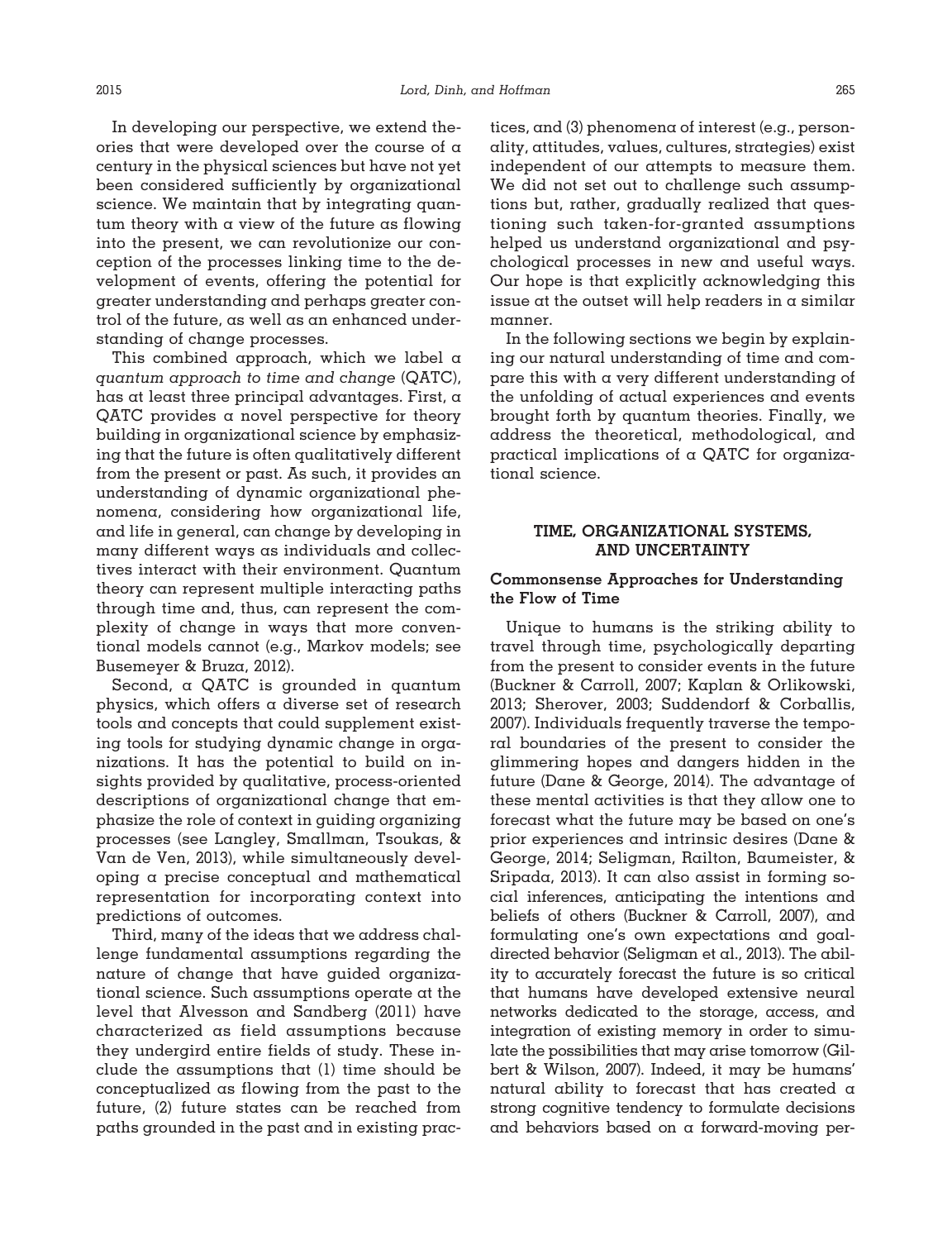In developing our perspective, we extend theories that were developed over the course of a century in the physical sciences but have not yet been considered sufficiently by organizational science. We maintain that by integrating quantum theory with a view of the future as flowing into the present, we can revolutionize our conception of the processes linking time to the development of events, offering the potential for greater understanding and perhaps greater control of the future, as well as an enhanced understanding of change processes.

This combined approach, which we label a *quantum approach to time and change* (QATC), has at least three principal advantages. First, a QATC provides a novel perspective for theory building in organizational science by emphasizing that the future is often qualitatively different from the present or past. As such, it provides an understanding of dynamic organizational phenomena, considering how organizational life, and life in general, can change by developing in many different ways as individuals and collectives interact with their environment. Quantum theory can represent multiple interacting paths through time and, thus, can represent the complexity of change in ways that more conventional models cannot (e.g., Markov models; see Busemeyer & Bruza, 2012).

Second, a QATC is grounded in quantum physics, which offers a diverse set of research tools and concepts that could supplement existing tools for studying dynamic change in organizations. It has the potential to build on insights provided by qualitative, process-oriented descriptions of organizational change that emphasize the role of context in guiding organizing processes (see Langley, Smallman, Tsoukas, & Van de Ven, 2013), while simultaneously developing a precise conceptual and mathematical representation for incorporating context into predictions of outcomes.

Third, many of the ideas that we address challenge fundamental assumptions regarding the nature of change that have guided organizational science. Such assumptions operate at the level that Alvesson and Sandberg (2011) have characterized as field assumptions because they undergird entire fields of study. These include the assumptions that (1) time should be conceptualized as flowing from the past to the future, (2) future states can be reached from paths grounded in the past and in existing practices, and (3) phenomena of interest (e.g., personality, attitudes, values, cultures, strategies) exist independent of our attempts to measure them. We did not set out to challenge such assumptions but, rather, gradually realized that questioning such taken-for-granted assumptions helped us understand organizational and psychological processes in new and useful ways. Our hope is that explicitly acknowledging this issue at the outset will help readers in a similar manner.

In the following sections we begin by explaining our natural understanding of time and compare this with a very different understanding of the unfolding of actual experiences and events brought forth by quantum theories. Finally, we address the theoretical, methodological, and practical implications of a QATC for organizational science.

## TIME, ORGANIZATIONAL SYSTEMS, AND UNCERTAINTY

### Commonsense Approaches for Understanding the Flow of Time

Unique to humans is the striking ability to travel through time, psychologically departing from the present to consider events in the future (Buckner & Carroll, 2007; Kaplan & Orlikowski, 2013; Sherover, 2003; Suddendorf & Corballis, 2007). Individuals frequently traverse the temporal boundaries of the present to consider the glimmering hopes and dangers hidden in the future (Dane & George, 2014). The advantage of these mental activities is that they allow one to forecast what the future may be based on one's prior experiences and intrinsic desires (Dane & George, 2014; Seligman, Railton, Baumeister, & Sripada, 2013). It can also assist in forming social inferences, anticipating the intentions and beliefs of others (Buckner & Carroll, 2007), and formulating one's own expectations and goal-directed behavior (Seligman et al., 2013). The ability to accurately forecast the future is so critical that humans have developed extensive neural networks dedicated to the storage, access, and integration of existing memory in order to simulate the possibilities that may arise tomorrow (Gilbert & Wilson, 2007). Indeed, it may be humans' natural ability to forecast that has created a strong cognitive tendency to formulate decisions and behaviors based on a forward-moving per-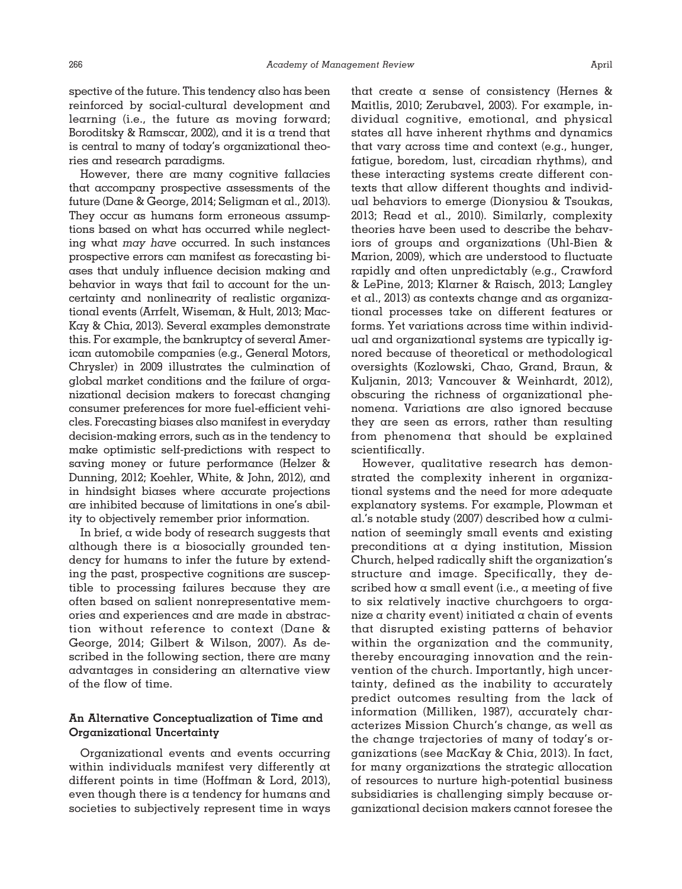spective of the future. This tendency also has been reinforced by social-cultural development and learning (i.e., the future as moving forward; Boroditsky & Ramscar, 2002), and it is a trend that is central to many of today's organizational theories and research paradigms.

However, there are many cognitive fallacies that accompany prospective assessments of the future (Dane & George, 2014; Seligman et al., 2013). They occur as humans form erroneous assumptions based on what has occurred while neglecting what *may have* occurred. In such instances prospective errors can manifest as forecasting biases that unduly influence decision making and behavior in ways that fail to account for the uncertainty and nonlinearity of realistic organizational events (Arrfelt, Wiseman, & Hult, 2013; MacKay & Chia, 2013). Several examples demonstrate this. For example, the bankruptcy of several American automobile companies (e.g., General Motors, Chrysler) in 2009 illustrates the culmination of global market conditions and the failure of organizational decision makers to forecast changing consumer preferences for more fuel-efficient vehicles. Forecasting biases also manifest in everyday decision-making errors, such as in the tendency to make optimistic self-predictions with respect to saving money or future performance (Helzer & Dunning, 2012; Koehler, White, & John, 2012), and in hindsight biases where accurate projections are inhibited because of limitations in one's ability to objectively remember prior information.

In brief, a wide body of research suggests that although there is a biosocially grounded tendency for humans to infer the future by extending the past, prospective cognitions are susceptible to processing failures because they are often based on salient nonrepresentative memories and experiences and are made in abstraction without reference to context (Dane & George, 2014; Gilbert & Wilson, 2007). As described in the following section, there are many advantages in considering an alternative view of the flow of time.

### An Alternative Conceptualization of Time and Organizational Uncertainty

Organizational events and events occurring within individuals manifest very differently at different points in time (Hoffman & Lord, 2013), even though there is a tendency for humans and societies to subjectively represent time in ways that create a sense of consistency (Hernes & Maitlis, 2010; Zerubavel, 2003). For example, individual cognitive, emotional, and physical states all have inherent rhythms and dynamics that vary across time and context (e.g., hunger, fatigue, boredom, lust, circadian rhythms), and these interacting systems create different contexts that allow different thoughts and individual behaviors to emerge (Dionysiou & Tsoukas, 2013; Read et al., 2010). Similarly, complexity theories have been used to describe the behaviors of groups and organizations (Uhl-Bien & Marion, 2009), which are understood to fluctuate rapidly and often unpredictably (e.g., Crawford & LePine, 2013; Klarner & Raisch, 2013; Langley et al., 2013) as contexts change and as organizational processes take on different features or forms. Yet variations across time within individual and organizational systems are typically ignored because of theoretical or methodological oversights (Kozlowski, Chao, Grand, Braun, & Kuljanin, 2013; Vancouver & Weinhardt, 2012), obscuring the richness of organizational phenomena. Variations are also ignored because they are seen as errors, rather than resulting from phenomena that should be explained scientifically.

However, qualitative research has demonstrated the complexity inherent in organizational systems and the need for more adequate explanatory systems. For example, Plowman et al.'s notable study (2007) described how a culmination of seemingly small events and existing preconditions at a dying institution, Mission Church, helped radically shift the organization's structure and image. Specifically, they described how a small event (i.e., a meeting of five to six relatively inactive churchgoers to organize a charity event) initiated a chain of events that disrupted existing patterns of behavior within the organization and the community, thereby encouraging innovation and the reinvention of the church. Importantly, high uncertainty, defined as the inability to accurately predict outcomes resulting from the lack of information (Milliken, 1987), accurately characterizes Mission Church's change, as well as the change trajectories of many of today's organizations (see MacKay & Chia, 2013). In fact, for many organizations the strategic allocation of resources to nurture high-potential business subsidiaries is challenging simply because organizational decision makers cannot foresee the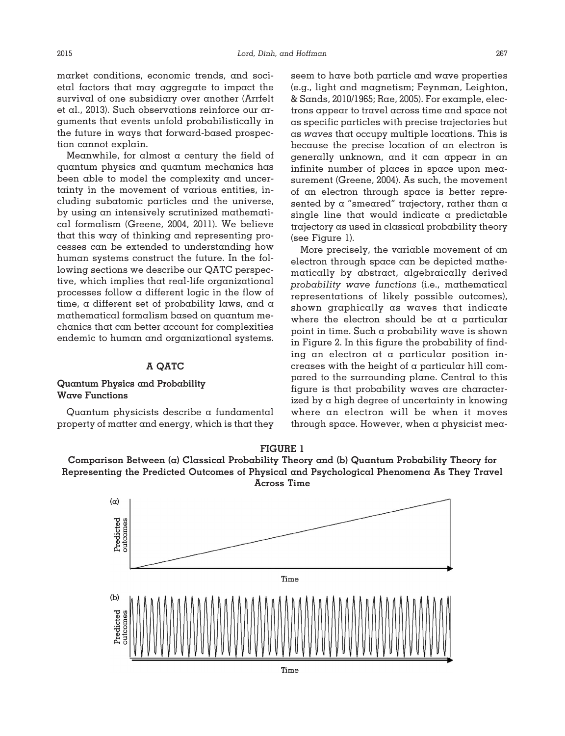market conditions, economic trends, and societal factors that may aggregate to impact the survival of one subsidiary over another (Arrfelt et al., 2013). Such observations reinforce our arguments that events unfold probabilistically in the future in ways that forward-based prospection cannot explain.

Meanwhile, for almost a century the field of quantum physics and quantum mechanics has been able to model the complexity and uncertainty in the movement of various entities, including subatomic particles and the universe, by using an intensively scrutinized mathematical formalism (Greene, 2004, 2011). We believe that this way of thinking and representing processes can be extended to understanding how human systems construct the future. In the following sections we describe our QATC perspective, which implies that real-life organizational processes follow a different logic in the flow of time, a different set of probability laws, and a mathematical formalism based on quantum mechanics that can better account for complexities endemic to human and organizational systems.

## A QATC

### Quantum Physics and Probability Wave Functions

Quantum physicists describe a fundamental property of matter and energy, which is that they seem to have both particle and wave properties (e.g., light and magnetism; Feynman, Leighton, & Sands, 2010/1965; Rae, 2005). For example, electrons appear to travel across time and space not as specific particles with precise trajectories but as *waves* that occupy multiple locations. This is because the precise location of an electron is generally unknown, and it can appear in an infinite number of places in space upon measurement (Greene, 2004). As such, the movement of an electron through space is better represented by a "smeared" trajectory, rather than a single line that would indicate a predictable trajectory as used in classical probability theory (see Figure 1).

More precisely, the variable movement of an electron through space can be depicted mathematically by abstract, algebraically derived *probability wave functions* (i.e., mathematical representations of likely possible outcomes), shown graphically as waves that indicate where the electron should be at a particular point in time. Such a probability wave is shown in Figure 2. In this figure the probability of finding an electron at a particular position increases with the height of a particular hill compared to the surrounding plane. Central to this figure is that probability waves are characterized by a high degree of uncertainty in knowing where an electron will be when it moves through space. However, when a physicist mea-

**FIGURE 1**

**Comparison Between (a) Classical Probability Theory and (b) Quantum Probability Theory for Representing the Predicted Outcomes of Physical and Psychological Phenomena As They Travel Across Time**

(a) Predicted outcomes / Time

(b) Predicted outcomes / Time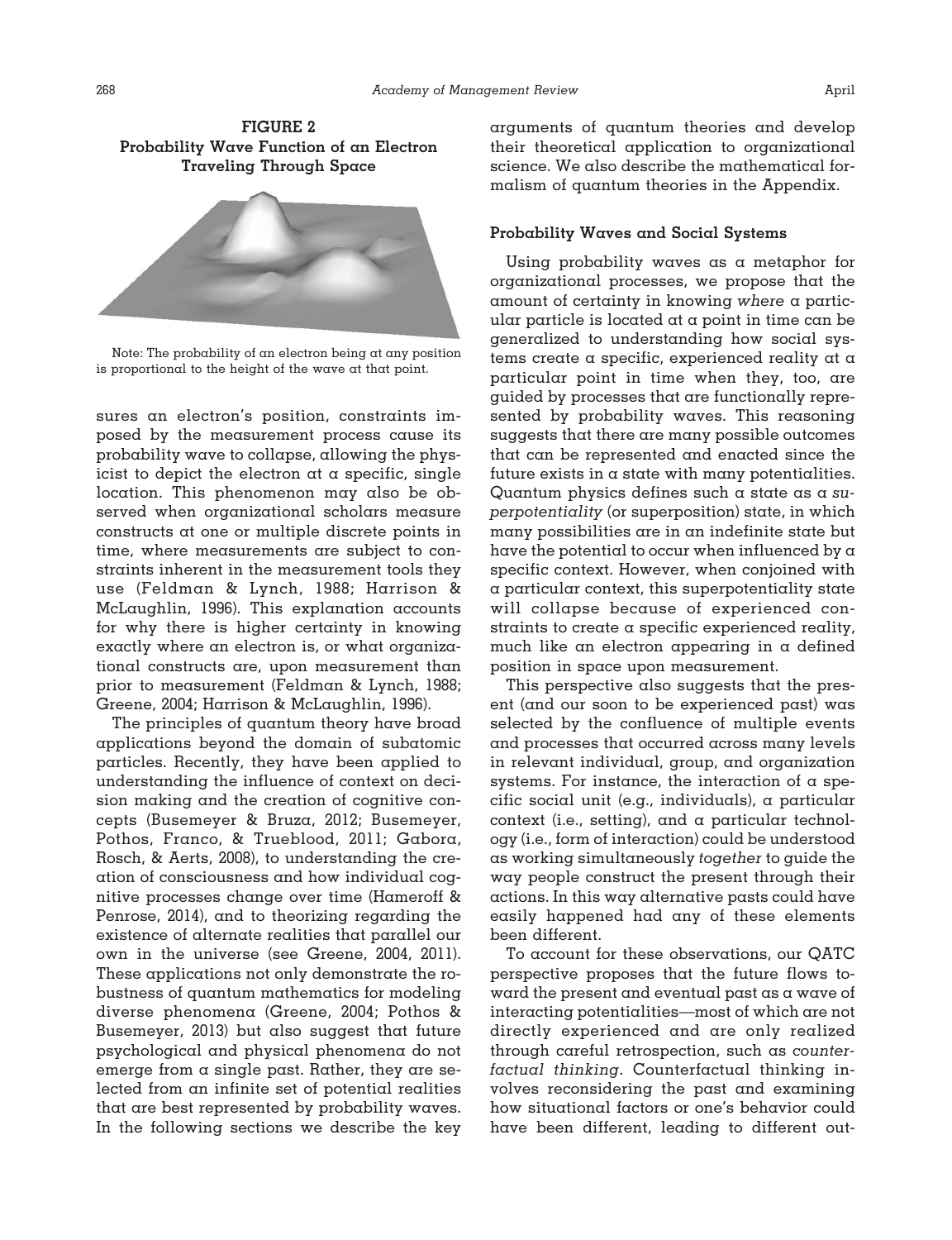**FIGURE 2**
**Probability Wave Function of an Electron Traveling Through Space**

Note: The probability of an electron being at any position is proportional to the height of the wave at that point.

sures an electron's position, constraints imposed by the measurement process cause its probability wave to collapse, allowing the physicist to depict the electron at a specific, single location. This phenomenon may also be observed when organizational scholars measure constructs at one or multiple discrete points in time, where measurements are subject to constraints inherent in the measurement tools they use (Feldman & Lynch, 1988; Harrison & McLaughlin, 1996). This explanation accounts for why there is higher certainty in knowing exactly where an electron is, or what organizational constructs are, upon measurement than prior to measurement (Feldman & Lynch, 1988; Greene, 2004; Harrison & McLaughlin, 1996).

The principles of quantum theory have broad applications beyond the domain of subatomic particles. Recently, they have been applied to understanding the influence of context on decision making and the creation of cognitive concepts (Busemeyer & Bruza, 2012; Busemeyer, Pothos, Franco, & Trueblood, 2011; Gabora, Rosch, & Aerts, 2008), to understanding the creation of consciousness and how individual cognitive processes change over time (Hameroff & Penrose, 2014), and to theorizing regarding the existence of alternate realities that parallel our own in the universe (see Greene, 2004, 2011). These applications not only demonstrate the robustness of quantum mathematics for modeling diverse phenomena (Greene, 2004; Pothos & Busemeyer, 2013) but also suggest that future psychological and physical phenomena do not emerge from a single past. Rather, they are selected from an infinite set of potential realities that are best represented by probability waves. In the following sections we describe the key arguments of quantum theories and develop their theoretical application to organizational science. We also describe the mathematical formalism of quantum theories in the Appendix.

### Probability Waves and Social Systems

Using probability waves as a metaphor for organizational processes, we propose that the amount of certainty in knowing *where* a particular particle is located at a point in time can be generalized to understanding how social systems create a specific, experienced reality at a particular point in time when they, too, are guided by processes that are functionally represented by probability waves. This reasoning suggests that there are many possible outcomes that can be represented and enacted since the future exists in a state with many potentialities. Quantum physics defines such a state as a *superpotentiality* (or superposition) state, in which many possibilities are in an indefinite state but have the potential to occur when influenced by a specific context. However, when conjoined with a particular context, this superpotentiality state will collapse because of experienced constraints to create a specific experienced reality, much like an electron appearing in a defined position in space upon measurement.

This perspective also suggests that the present (and our soon to be experienced past) was selected by the confluence of multiple events and processes that occurred across many levels in relevant individual, group, and organization systems. For instance, the interaction of a specific social unit (e.g., individuals), a particular context (i.e., setting), and a particular technology (i.e., form of interaction) could be understood as working simultaneously *together* to guide the way people construct the present through their actions. In this way alternative pasts could have easily happened had any of these elements been different.

To account for these observations, our QATC perspective proposes that the future flows toward the present and eventual past as a wave of interacting potentialities—most of which are not directly experienced and are only realized through careful retrospection, such as *counterfactual thinking*. Counterfactual thinking involves reconsidering the past and examining how situational factors or one's behavior could have been different, leading to different out-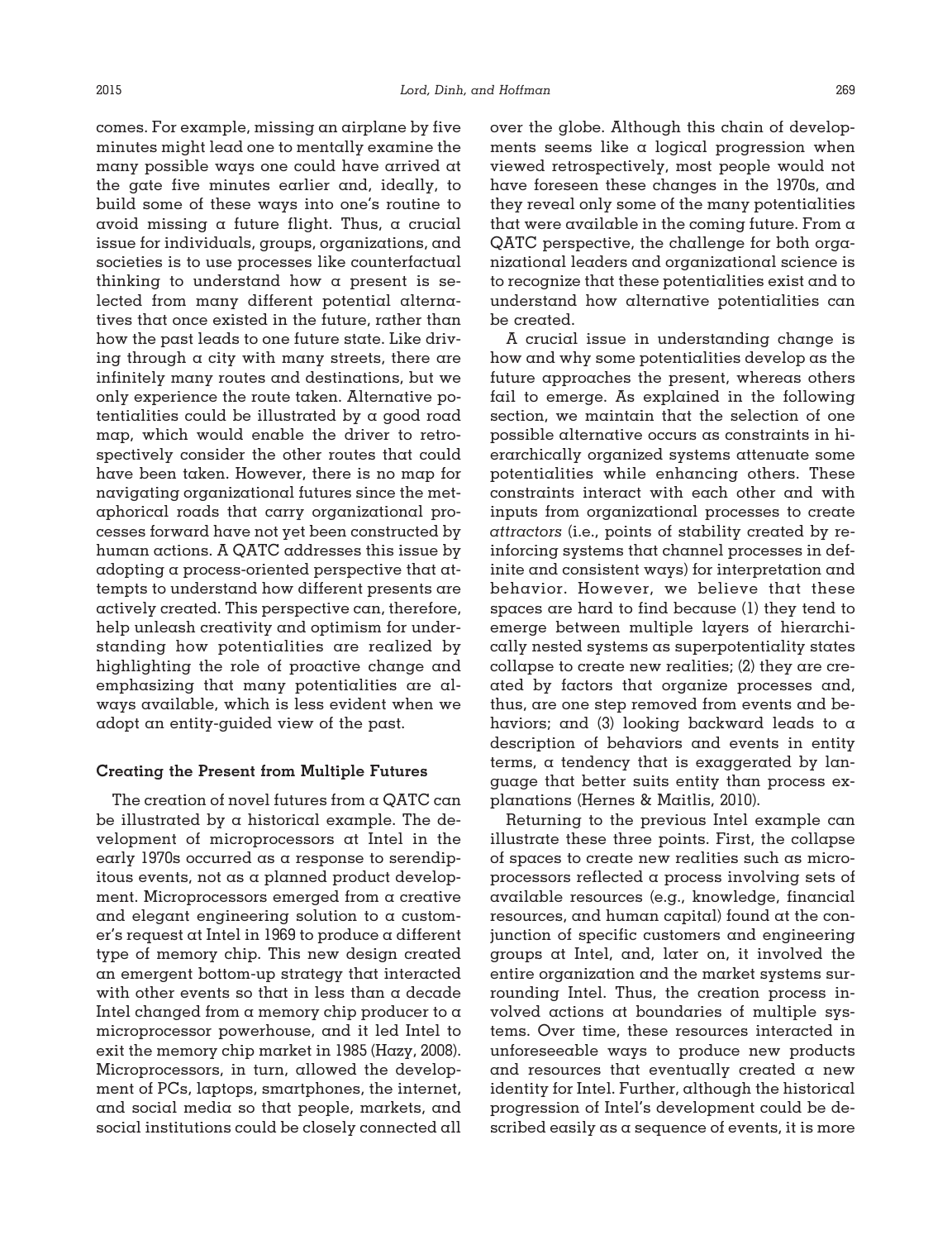comes. For example, missing an airplane by five minutes might lead one to mentally examine the many possible ways one could have arrived at the gate five minutes earlier and, ideally, to build some of these ways into one's routine to avoid missing a future flight. Thus, a crucial issue for individuals, groups, organizations, and societies is to use processes like counterfactual thinking to understand how a present is selected from many different potential alternatives that once existed in the future, rather than how the past leads to one future state. Like driving through a city with many streets, there are infinitely many routes and destinations, but we only experience the route taken. Alternative potentialities could be illustrated by a good road map, which would enable the driver to retrospectively consider the other routes that could have been taken. However, there is no map for navigating organizational futures since the metaphorical roads that carry organizational processes forward have not yet been constructed by human actions. A QATC addresses this issue by adopting a process-oriented perspective that attempts to understand how different presents are actively created. This perspective can, therefore, help unleash creativity and optimism for understanding how potentialities are realized by highlighting the role of proactive change and emphasizing that many potentialities are always available, which is less evident when we adopt an entity-guided view of the past.

### Creating the Present from Multiple Futures

The creation of novel futures from a QATC can be illustrated by a historical example. The development of microprocessors at Intel in the early 1970s occurred as a response to serendipitous events, not as a planned product development. Microprocessors emerged from a creative and elegant engineering solution to a customer's request at Intel in 1969 to produce a different type of memory chip. This new design created an emergent bottom-up strategy that interacted with other events so that in less than a decade Intel changed from a memory chip producer to a microprocessor powerhouse, and it led Intel to exit the memory chip market in 1985 (Hazy, 2008). Microprocessors, in turn, allowed the development of PCs, laptops, smartphones, the internet, and social media so that people, markets, and social institutions could be closely connected all over the globe. Although this chain of developments seems like a logical progression when viewed retrospectively, most people would not have foreseen these changes in the 1970s, and they reveal only some of the many potentialities that were available in the coming future. From a QATC perspective, the challenge for both organizational leaders and organizational science is to recognize that these potentialities exist and to understand how alternative potentialities can be created.

A crucial issue in understanding change is how and why some potentialities develop as the future approaches the present, whereas others fail to emerge. As explained in the following section, we maintain that the selection of one possible alternative occurs as constraints in hierarchically organized systems attenuate some potentialities while enhancing others. These constraints interact with each other and with inputs from organizational processes to create *attractors* (i.e., points of stability created by reinforcing systems that channel processes in definite and consistent ways) for interpretation and behavior. However, we believe that these spaces are hard to find because (1) they tend to emerge between multiple layers of hierarchically nested systems as superpotentiality states collapse to create new realities; (2) they are created by factors that organize processes and, thus, are one step removed from events and behaviors; and (3) looking backward leads to a description of behaviors and events in entity terms, a tendency that is exaggerated by language that better suits entity than process explanations (Hernes & Maitlis, 2010).

Returning to the previous Intel example can illustrate these three points. First, the collapse of spaces to create new realities such as microprocessors reflected a process involving sets of available resources (e.g., knowledge, financial resources, and human capital) found at the conjunction of specific customers and engineering groups at Intel, and, later on, it involved the entire organization and the market systems surrounding Intel. Thus, the creation process involved actions at boundaries of multiple systems. Over time, these resources interacted in unforeseeable ways to produce new products and resources that eventually created a new identity for Intel. Further, although the historical progression of Intel's development could be described easily as a sequence of events, it is more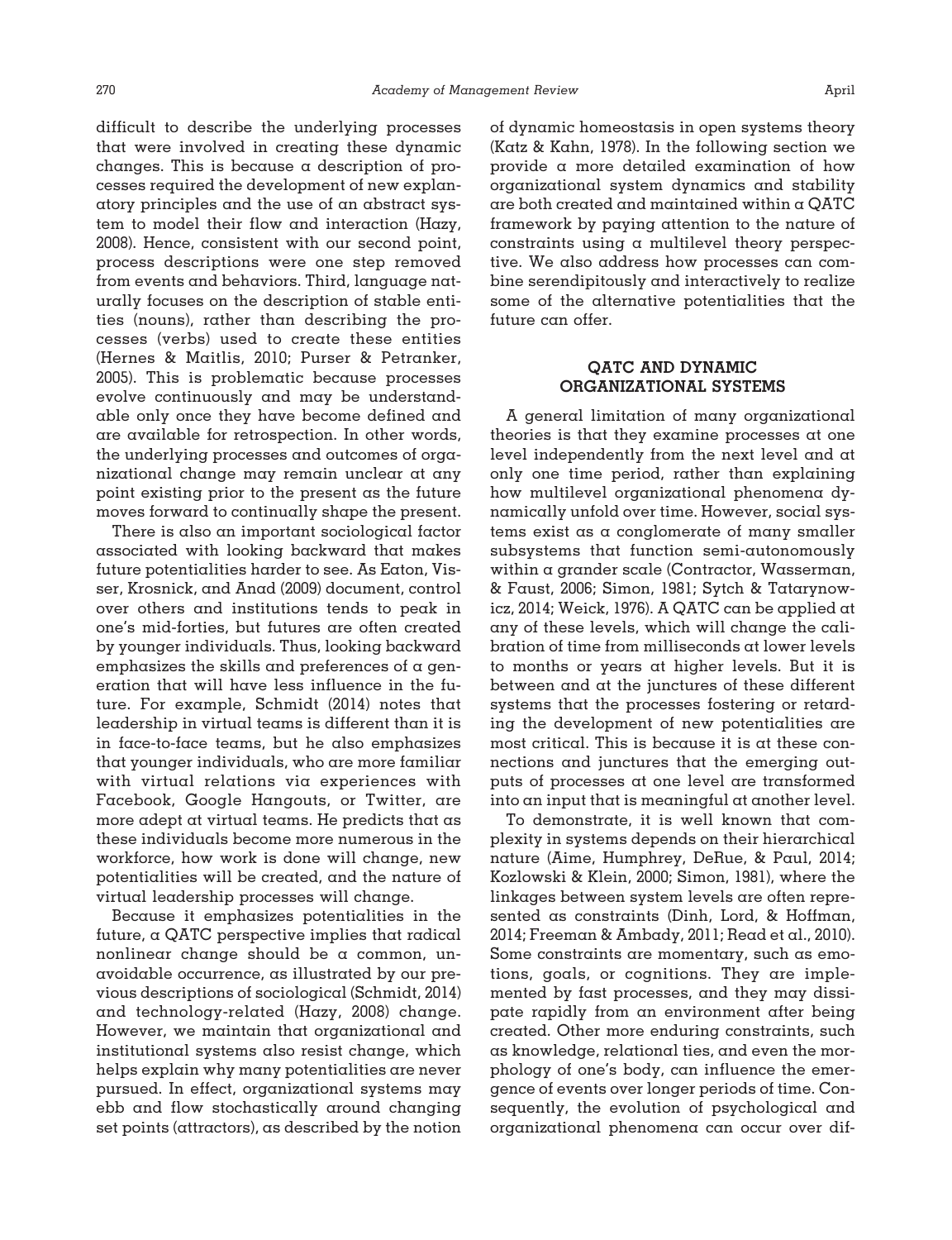difficult to describe the underlying processes that were involved in creating these dynamic changes. This is because a description of processes required the development of new explanatory principles and the use of an abstract system to model their flow and interaction (Hazy, 2008). Hence, consistent with our second point, process descriptions were one step removed from events and behaviors. Third, language naturally focuses on the description of stable entities (nouns), rather than describing the processes (verbs) used to create these entities (Hernes & Maitlis, 2010; Purser & Petranker, 2005). This is problematic because processes evolve continuously and may be understandable only once they have become defined and are available for retrospection. In other words, the underlying processes and outcomes of organizational change may remain unclear at any point existing prior to the present as the future moves forward to continually shape the present.

There is also an important sociological factor associated with looking backward that makes future potentialities harder to see. As Eaton, Visser, Krosnick, and Anad (2009) document, control over others and institutions tends to peak in one's mid-forties, but futures are often created by younger individuals. Thus, looking backward emphasizes the skills and preferences of a generation that will have less influence in the future. For example, Schmidt (2014) notes that leadership in virtual teams is different than it is in face-to-face teams, but he also emphasizes that younger individuals, who are more familiar with virtual relations via experiences with Facebook, Google Hangouts, or Twitter, are more adept at virtual teams. He predicts that as these individuals become more numerous in the workforce, how work is done will change, new potentialities will be created, and the nature of virtual leadership processes will change.

Because it emphasizes potentialities in the future, a QATC perspective implies that radical nonlinear change should be a common, unavoidable occurrence, as illustrated by our previous descriptions of sociological (Schmidt, 2014) and technology-related (Hazy, 2008) change. However, we maintain that organizational and institutional systems also resist change, which helps explain why many potentialities are never pursued. In effect, organizational systems may ebb and flow stochastically around changing set points (attractors), as described by the notion of dynamic homeostasis in open systems theory (Katz & Kahn, 1978). In the following section we provide a more detailed examination of how organizational system dynamics and stability are both created and maintained within a QATC framework by paying attention to the nature of constraints using a multilevel theory perspective. We also address how processes can combine serendipitously and interactively to realize some of the alternative potentialities that the future can offer.

## QATC AND DYNAMIC ORGANIZATIONAL SYSTEMS

A general limitation of many organizational theories is that they examine processes at one level independently from the next level and at only one time period, rather than explaining how multilevel organizational phenomena dynamically unfold over time. However, social systems exist as a conglomerate of many smaller subsystems that function semi-autonomously within a grander scale (Contractor, Wasserman, & Faust, 2006; Simon, 1981; Sytch & Tatarynowicz, 2014; Weick, 1976). A QATC can be applied at any of these levels, which will change the calibration of time from milliseconds at lower levels to months or years at higher levels. But it is between and at the junctures of these different systems that the processes fostering or retarding the development of new potentialities are most critical. This is because it is at these connections and junctures that the emerging outputs of processes at one level are transformed into an input that is meaningful at another level.

To demonstrate, it is well known that complexity in systems depends on their hierarchical nature (Aime, Humphrey, DeRue, & Paul, 2014; Kozlowski & Klein, 2000; Simon, 1981), where the linkages between system levels are often represented as constraints (Dinh, Lord, & Hoffman, 2014; Freeman & Ambady, 2011; Read et al., 2010). Some constraints are momentary, such as emotions, goals, or cognitions. They are implemented by fast processes, and they may dissipate rapidly from an environment after being created. Other more enduring constraints, such as knowledge, relational ties, and even the morphology of one's body, can influence the emergence of events over longer periods of time. Consequently, the evolution of psychological and organizational phenomena can occur over dif-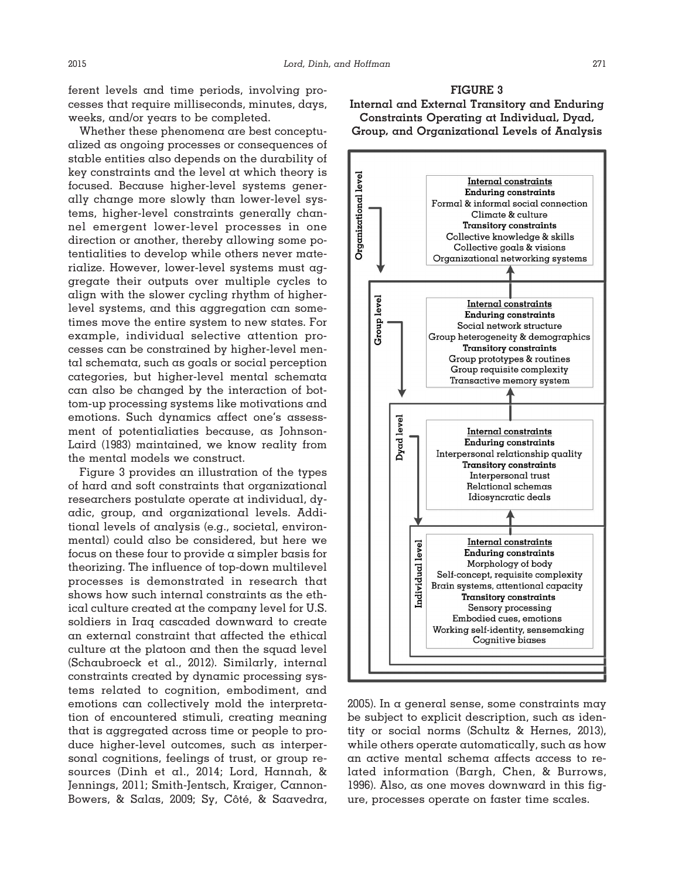ferent levels and time periods, involving processes that require milliseconds, minutes, days, weeks, and/or years to be completed.

Whether these phenomena are best conceptualized as ongoing processes or consequences of stable entities also depends on the durability of key constraints and the level at which theory is focused. Because higher-level systems generally change more slowly than lower-level systems, higher-level constraints generally channel emergent lower-level processes in one direction or another, thereby allowing some potentialities to develop while others never materialize. However, lower-level systems must aggregate their outputs over multiple cycles to align with the slower cycling rhythm of higher-level systems, and this aggregation can sometimes move the entire system to new states. For example, individual selective attention processes can be constrained by higher-level mental schemata, such as goals or social perception categories, but higher-level mental schemata can also be changed by the interaction of bottom-up processing systems like motivations and emotions. Such dynamics affect one's assessment of potentialities because, as Johnson-Laird (1983) maintained, we know reality from the mental models we construct.

Figure 3 provides an illustration of the types of hard and soft constraints that organizational researchers postulate operate at individual, dyadic, group, and organizational levels. Additional levels of analysis (e.g., societal, environmental) could also be considered, but here we focus on these four to provide a simpler basis for theorizing. The influence of top-down multilevel processes is demonstrated in research that shows how such internal constraints as the ethical culture created at the company level for U.S. soldiers in Iraq cascaded downward to create an external constraint that affected the ethical culture at the platoon and then the squad level (Schaubroeck et al., 2012). Similarly, internal constraints created by dynamic processing systems related to cognition, embodiment, and emotions can collectively mold the interpretation of encountered stimuli, creating meaning that is aggregated across time or people to produce higher-level outcomes, such as interpersonal cognitions, feelings of trust, or group resources (Dinh et al., 2014; Lord, Hannah, & Jennings, 2011; Smith-Jentsch, Kraiger, Cannon-Bowers, & Salas, 2009; Sy, Côté, & Saavedra, 2005). In a general sense, some constraints may be subject to explicit description, such as identity or social norms (Schultz & Hernes, 2013), while others operate automatically, such as how an active mental schema affects access to related information (Bargh, Chen, & Burrows, 1996). Also, as one moves downward in this figure, processes operate on faster time scales.

**FIGURE 3**

**Internal and External Transitory and Enduring Constraints Operating at Individual, Dyad, Group, and Organizational Levels of Analysis**

**Organizational level**

Internal constraints
**Enduring constraints**
Formal & informal social connection
Climate & culture
**Transitory constraints**
Collective knowledge & skills
Collective goals & visions
Organizational networking systems

**Group level**

Internal constraints
**Enduring constraints**
Social network structure
Group heterogeneity & demographics
**Transitory constraints**
Group prototypes & routines
Group requisite complexity
Transactive memory system

**Dyad level**

Internal constraints
**Enduring constraints**
Interpersonal relationship quality
**Transitory constraints**
Interpersonal trust
Relational schemas
Idiosyncratic deals

**Individual level**

Internal constraints
**Enduring constraints**
Morphology of body
Self-concept, requisite complexity
Brain systems, attentional capacity
**Transitory constraints**
Sensory processing
Embodied cues, emotions
Working self-identity, sensemaking
Cognitive biases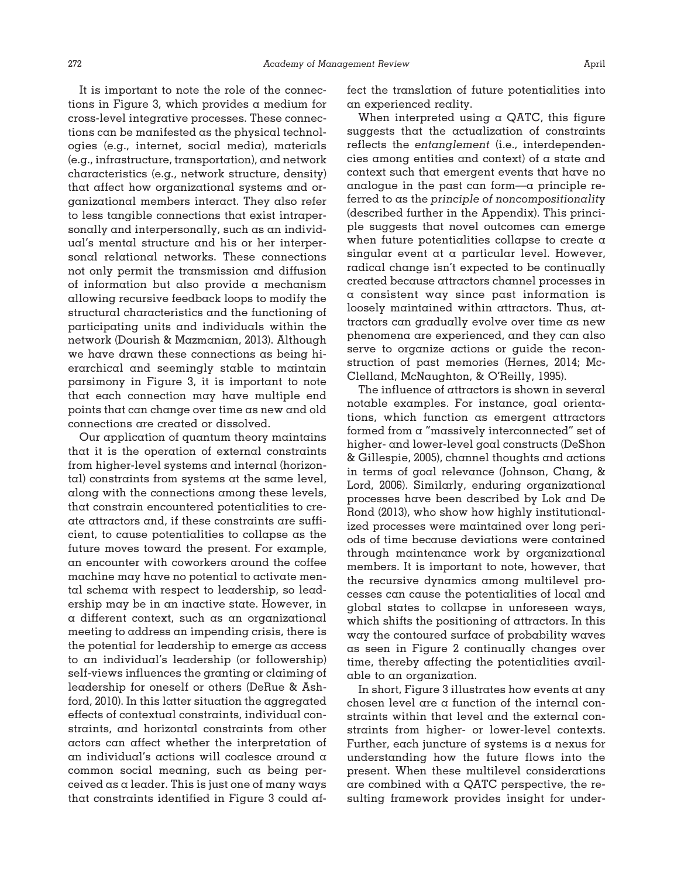It is important to note the role of the connections in Figure 3, which provides a medium for cross-level integrative processes. These connections can be manifested as the physical technologies (e.g., internet, social media), materials (e.g., infrastructure, transportation), and network characteristics (e.g., network structure, density) that affect how organizational systems and organizational members interact. They also refer to less tangible connections that exist intrapersonally and interpersonally, such as an individual's mental structure and his or her interpersonal relational networks. These connections not only permit the transmission and diffusion of information but also provide a mechanism allowing recursive feedback loops to modify the structural characteristics and the functioning of participating units and individuals within the network (Dourish & Mazmanian, 2013). Although we have drawn these connections as being hierarchical and seemingly stable to maintain parsimony in Figure 3, it is important to note that each connection may have multiple end points that can change over time as new and old connections are created or dissolved.

Our application of quantum theory maintains that it is the operation of external constraints from higher-level systems and internal (horizontal) constraints from systems at the same level, along with the connections among these levels, that constrain encountered potentialities to create attractors and, if these constraints are sufficient, to cause potentialities to collapse as the future moves toward the present. For example, an encounter with coworkers around the coffee machine may have no potential to activate mental schema with respect to leadership, so leadership may be in an inactive state. However, in a different context, such as an organizational meeting to address an impending crisis, there is the potential for leadership to emerge as access to an individual's leadership (or followership) self-views influences the granting or claiming of leadership for oneself or others (DeRue & Ashford, 2010). In this latter situation the aggregated effects of contextual constraints, individual constraints, and horizontal constraints from other actors can affect whether the interpretation of an individual's actions will coalesce around a common social meaning, such as being perceived as a leader. This is just one of many ways that constraints identified in Figure 3 could affect the translation of future potentialities into an experienced reality.

When interpreted using a QATC, this figure suggests that the actualization of constraints reflects the *entanglement* (i.e., interdependencies among entities and context) of a state and context such that emergent events that have no analogue in the past can form—a principle referred to as the *principle of noncompositionality* (described further in the Appendix). This principle suggests that novel outcomes can emerge when future potentialities collapse to create a singular event at a particular level. However, radical change isn't expected to be continually created because attractors channel processes in a consistent way since past information is loosely maintained within attractors. Thus, attractors can gradually evolve over time as new phenomena are experienced, and they can also serve to organize actions or guide the reconstruction of past memories (Hernes, 2014; McClelland, McNaughton, & O'Reilly, 1995).

The influence of attractors is shown in several notable examples. For instance, goal orientations, which function as emergent attractors formed from a "massively interconnected" set of higher- and lower-level goal constructs (DeShon & Gillespie, 2005), channel thoughts and actions in terms of goal relevance (Johnson, Chang, & Lord, 2006). Similarly, enduring organizational processes have been described by Lok and De Rond (2013), who show how highly institutionalized processes were maintained over long periods of time because deviations were contained through maintenance work by organizational members. It is important to note, however, that the recursive dynamics among multilevel processes can cause the potentialities of local and global states to collapse in unforeseen ways, which shifts the positioning of attractors. In this way the contoured surface of probability waves as seen in Figure 2 continually changes over time, thereby affecting the potentialities available to an organization.

In short, Figure 3 illustrates how events at any chosen level are a function of the internal constraints within that level and the external constraints from higher- or lower-level contexts. Further, each juncture of systems is a nexus for understanding how the future flows into the present. When these multilevel considerations are combined with a QATC perspective, the resulting framework provides insight for under-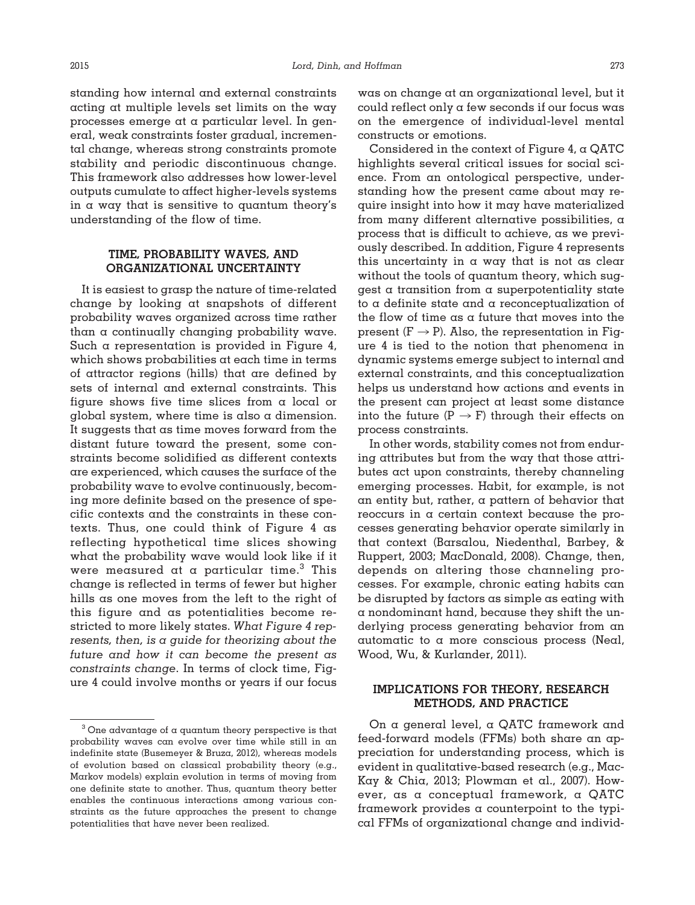standing how internal and external constraints acting at multiple levels set limits on the way processes emerge at a particular level. In general, weak constraints foster gradual, incremental change, whereas strong constraints promote stability and periodic discontinuous change. This framework also addresses how lower-level outputs cumulate to affect higher-levels systems in a way that is sensitive to quantum theory's understanding of the flow of time.

## TIME, PROBABILITY WAVES, AND ORGANIZATIONAL UNCERTAINTY

It is easiest to grasp the nature of time-related change by looking at snapshots of different probability waves organized across time rather than a continually changing probability wave. Such a representation is provided in Figure 4, which shows probabilities at each time in terms of attractor regions (hills) that are defined by sets of internal and external constraints. This figure shows five time slices from a local or global system, where time is also a dimension. It suggests that as time moves forward from the distant future toward the present, some constraints become solidified as different contexts are experienced, which causes the surface of the probability wave to evolve continuously, becoming more definite based on the presence of specific contexts and the constraints in these contexts. Thus, one could think of Figure 4 as reflecting hypothetical time slices showing what the probability wave would look like if it were measured at a particular time.[3] This change is reflected in terms of fewer but higher hills as one moves from the left to the right of this figure and as potentialities become restricted to more likely states. *What Figure 4 represents, then, is a guide for theorizing about the future and how it can become the present as constraints change*. In terms of clock time, Figure 4 could involve months or years if our focus was on change at an organizational level, but it could reflect only a few seconds if our focus was on the emergence of individual-level mental constructs or emotions.

Considered in the context of Figure 4, a QATC highlights several critical issues for social science. From an ontological perspective, understanding how the present came about may require insight into how it may have materialized from many different alternative possibilities, a process that is difficult to achieve, as we previously described. In addition, Figure 4 represents this uncertainty in a way that is not as clear without the tools of quantum theory, which suggest a transition from a superpotentiality state to a definite state and a reconceptualization of the flow of time as a future that moves into the present ($F \rightarrow P$). Also, the representation in Figure 4 is tied to the notion that phenomena in dynamic systems emerge subject to internal and external constraints, and this conceptualization helps us understand how actions and events in the present can project at least some distance into the future ($P \rightarrow F$) through their effects on process constraints.

In other words, stability comes not from enduring attributes but from the way that those attributes act upon constraints, thereby channeling emerging processes. Habit, for example, is not an entity but, rather, a pattern of behavior that reoccurs in a certain context because the processes generating behavior operate similarly in that context (Barsalou, Niedenthal, Barbey, & Ruppert, 2003; MacDonald, 2008). Change, then, depends on altering those channeling processes. For example, chronic eating habits can be disrupted by factors as simple as eating with a nondominant hand, because they shift the underlying process generating behavior from an automatic to a more conscious process (Neal, Wood, Wu, & Kurlander, 2011).

## IMPLICATIONS FOR THEORY, RESEARCH METHODS, AND PRACTICE

On a general level, a QATC framework and feed-forward models (FFMs) both share an appreciation for understanding process, which is evident in qualitative-based research (e.g., MacKay & Chia, 2013; Plowman et al., 2007). However, as a conceptual framework, a QATC framework provides a counterpoint to the typical FFMs of organizational change and individ-

[3] One advantage of a quantum theory perspective is that probability waves can evolve over time while still in an indefinite state (Busemeyer & Bruza, 2012), whereas models of evolution based on classical probability theory (e.g., Markov models) explain evolution in terms of moving from one definite state to another. Thus, quantum theory better enables the continuous interactions among various constraints as the future approaches the present to change potentialities that have never been realized.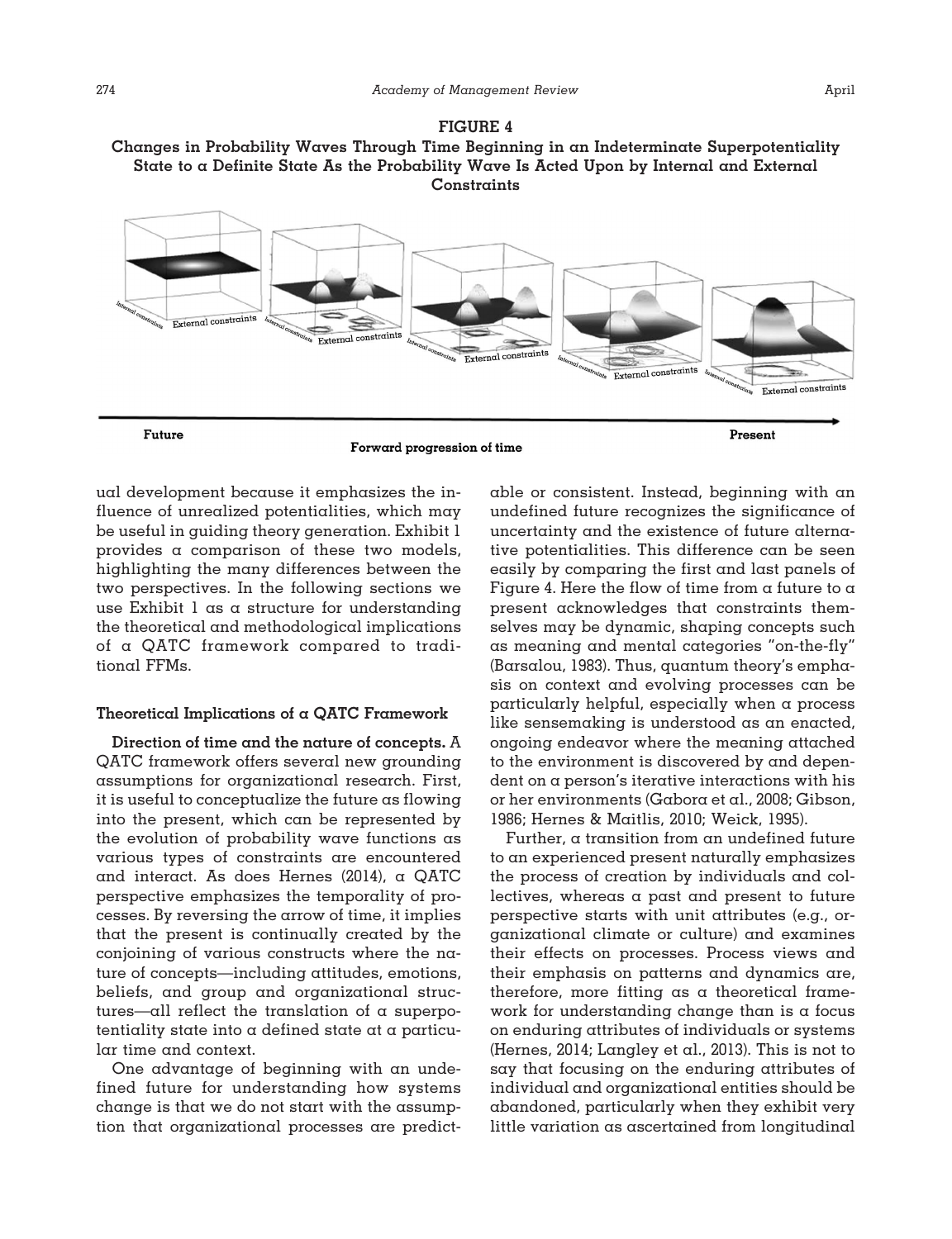**FIGURE 4**
**Changes in Probability Waves Through Time Beginning in an Indeterminate Superpotentiality State to a Definite State As the Probability Wave Is Acted Upon by Internal and External Constraints**

Internal constraints External constraints Internal constraints External constraints Internal constraints External constraints Internal constraints External constraints Internal constraints External constraints

Future Present
Forward progression of time

ual development because it emphasizes the influence of unrealized potentialities, which may be useful in guiding theory generation. Exhibit 1 provides a comparison of these two models, highlighting the many differences between the two perspectives. In the following sections we use Exhibit 1 as a structure for understanding the theoretical and methodological implications of a QATC framework compared to traditional FFMs.

### Theoretical Implications of a QATC Framework

**Direction of time and the nature of concepts.** A QATC framework offers several new grounding assumptions for organizational research. First, it is useful to conceptualize the future as flowing into the present, which can be represented by the evolution of probability wave functions as various types of constraints are encountered and interact. As does Hernes (2014), a QATC perspective emphasizes the temporality of processes. By reversing the arrow of time, it implies that the present is continually created by the conjoining of various constructs where the nature of concepts—including attitudes, emotions, beliefs, and group and organizational structures—all reflect the translation of a superpotentiality state into a defined state at a particular time and context.

One advantage of beginning with an undefined future for understanding how systems change is that we do not start with the assumption that organizational processes are predictable or consistent. Instead, beginning with an undefined future recognizes the significance of uncertainty and the existence of future alternative potentialities. This difference can be seen easily by comparing the first and last panels of Figure 4. Here the flow of time from a future to a present acknowledges that constraints themselves may be dynamic, shaping concepts such as meaning and mental categories "on-the-fly" (Barsalou, 1983). Thus, quantum theory's emphasis on context and evolving processes can be particularly helpful, especially when a process like sensemaking is understood as an enacted, ongoing endeavor where the meaning attached to the environment is discovered by and dependent on a person's iterative interactions with his or her environments (Gabora et al., 2008; Gibson, 1986; Hernes & Maitlis, 2010; Weick, 1995).

Further, a transition from an undefined future to an experienced present naturally emphasizes the process of creation by individuals and collectives, whereas a past and present to future perspective starts with unit attributes (e.g., organizational climate or culture) and examines their effects on processes. Process views and their emphasis on patterns and dynamics are, therefore, more fitting as a theoretical framework for understanding change than is a focus on enduring attributes of individuals or systems (Hernes, 2014; Langley et al., 2013). This is not to say that focusing on the enduring attributes of individual and organizational entities should be abandoned, particularly when they exhibit very little variation as ascertained from longitudinal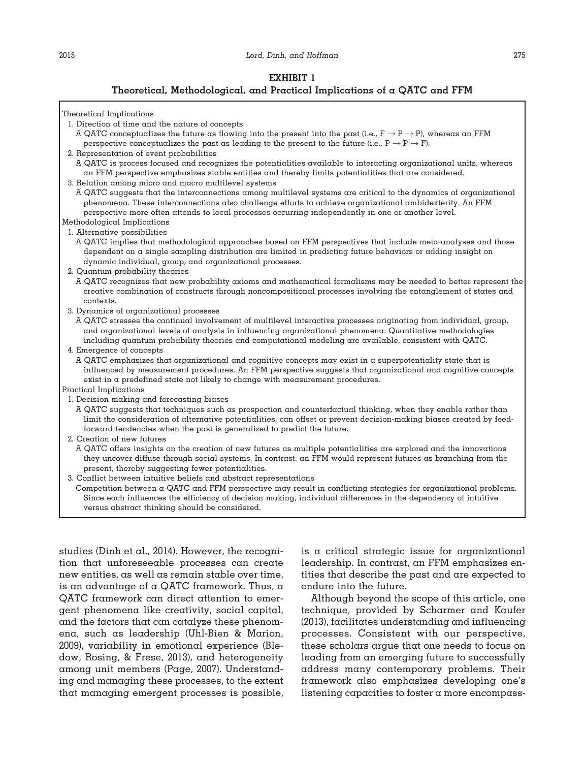**EXHIBIT 1**

**Theoretical, Methodological, and Practical Implications of a QATC and FFM**

Theoretical Implications

1. Direction of time and the nature of concepts
   A QATC conceptualizes the future as flowing into the present into the past (i.e., F → P → P), whereas an FFM perspective conceptualizes the past as leading to the present to the future (i.e., P → P → F).
2. Representation of event probabilities
   A QATC is process focused and recognizes the potentialities available to interacting organizational units, whereas an FFM perspective emphasizes stable entities and thereby limits potentialities that are considered.
3. Relation among micro and macro multilevel systems
   A QATC suggests that the interconnections among multilevel systems are critical to the dynamics of organizational phenomena. These interconnections also challenge efforts to achieve organizational ambidexterity. An FFM perspective more often attends to local processes occurring independently in one or another level.

Methodological Implications

1. Alternative possibilities
   A QATC implies that methodological approaches based on FFM perspectives that include meta-analyses and those dependent on a single sampling distribution are limited in predicting future behaviors or adding insight on dynamic individual, group, and organizational processes.
2. Quantum probability theories
   A QATC recognizes that new probability axioms and mathematical formalisms may be needed to better represent the creative combination of constructs through noncompositional processes involving the entanglement of states and contexts.
3. Dynamics of organizational processes
   A QATC stresses the continual involvement of multilevel interactive processes originating from individual, group, and organizational levels of analysis in influencing organizational phenomena. Quantitative methodologies including quantum probability theories and computational modeling are available, consistent with QATC.
4. Emergence of concepts
   A QATC emphasizes that organizational and cognitive concepts may exist in a superpotentiality state that is influenced by measurement procedures. An FFM perspective suggests that organizational and cognitive concepts exist in a predefined state not likely to change with measurement procedures.

Practical Implications

1. Decision making and forecasting biases
   A QATC suggests that techniques such as prospection and counterfactual thinking, when they enable rather than limit the consideration of alternative potentialities, can offset or prevent decision-making biases created by feed-forward tendencies when the past is generalized to predict the future.
2. Creation of new futures
   A QATC offers insights on the creation of new futures as multiple potentialities are explored and the innovations they uncover diffuse through social systems. In contrast, an FFM would represent futures as branching from the present, thereby suggesting fewer potentialities.
3. Conflict between intuitive beliefs and abstract representations
   Competition between a QATC and FFM perspective may result in conflicting strategies for organizational problems. Since each influences the efficiency of decision making, individual differences in the dependency of intuitive versus abstract thinking should be considered.

studies (Dinh et al., 2014). However, the recognition that unforeseeable processes can create new entities, as well as remain stable over time, is an advantage of a QATC framework. Thus, a QATC framework can direct attention to emergent phenomena like creativity, social capital, and the factors that can catalyze these phenomena, such as leadership (Uhl-Bien & Marion, 2009), variability in emotional experience (Bledow, Rosing, & Frese, 2013), and heterogeneity among unit members (Page, 2007). Understanding and managing these processes, to the extent that managing emergent processes is possible, is a critical strategic issue for organizational leadership. In contrast, an FFM emphasizes entities that describe the past and are expected to endure into the future.

Although beyond the scope of this article, one technique, provided by Scharmer and Kaufer (2013), facilitates understanding and influencing processes. Consistent with our perspective, these scholars argue that one needs to focus on leading from an emerging future to successfully address many contemporary problems. Their framework also emphasizes developing one's listening capacities to foster a more encompass-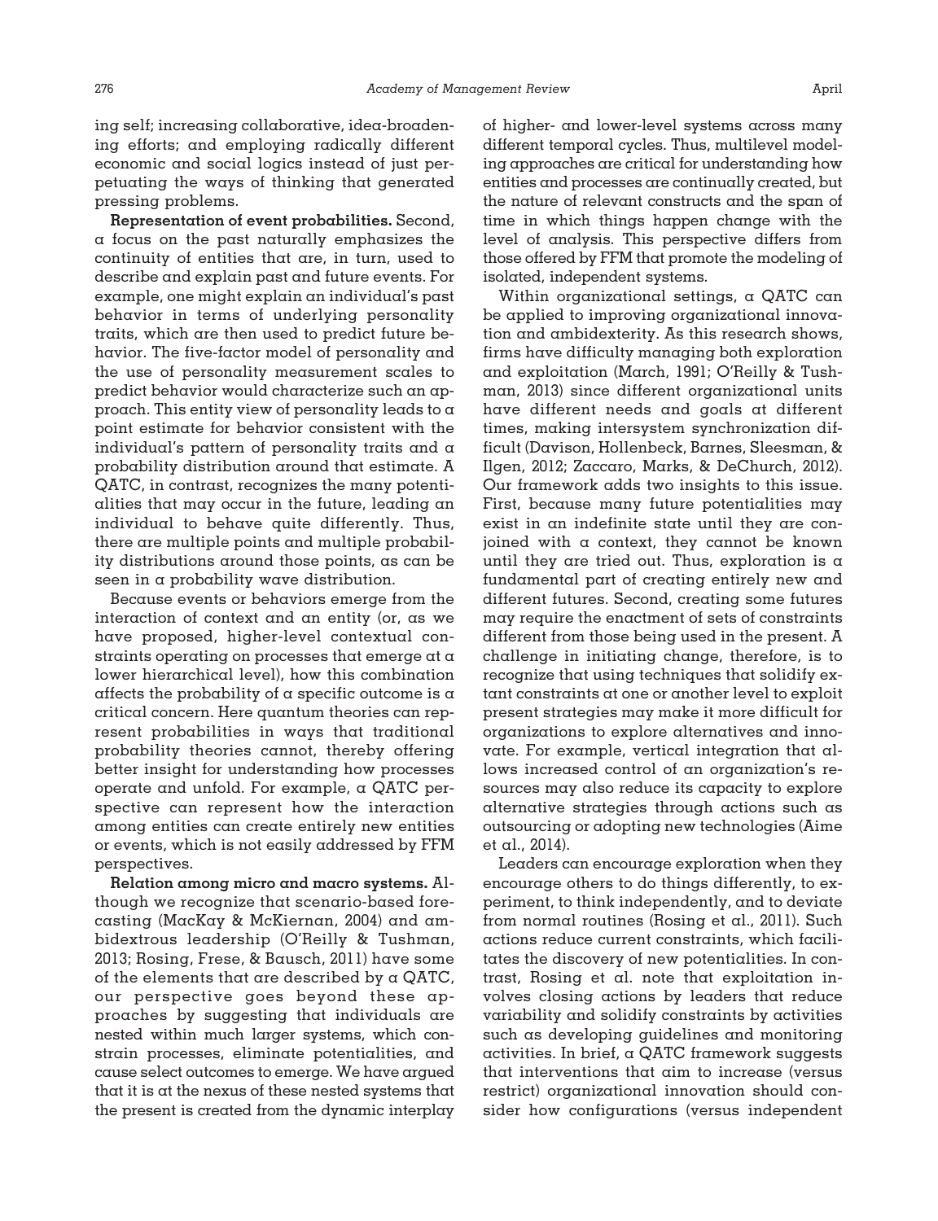ing self; increasing collaborative, idea-broadening efforts; and employing radically different economic and social logics instead of just perpetuating the ways of thinking that generated pressing problems.

**Representation of event probabilities.** Second, a focus on the past naturally emphasizes the continuity of entities that are, in turn, used to describe and explain past and future events. For example, one might explain an individual's past behavior in terms of underlying personality traits, which are then used to predict future behavior. The five-factor model of personality and the use of personality measurement scales to predict behavior would characterize such an approach. This entity view of personality leads to a point estimate for behavior consistent with the individual's pattern of personality traits and a probability distribution around that estimate. A QATC, in contrast, recognizes the many potentialities that may occur in the future, leading an individual to behave quite differently. Thus, there are multiple points and multiple probability distributions around those points, as can be seen in a probability wave distribution.

Because events or behaviors emerge from the interaction of context and an entity (or, as we have proposed, higher-level contextual constraints operating on processes that emerge at a lower hierarchical level), how this combination affects the probability of a specific outcome is a critical concern. Here quantum theories can represent probabilities in ways that traditional probability theories cannot, thereby offering better insight for understanding how processes operate and unfold. For example, a QATC perspective can represent how the interaction among entities can create entirely new entities or events, which is not easily addressed by FFM perspectives.

**Relation among micro and macro systems.** Although we recognize that scenario-based forecasting (MacKay & McKiernan, 2004) and ambidextrous leadership (O'Reilly & Tushman, 2013; Rosing, Frese, & Bausch, 2011) have some of the elements that are described by a QATC, our perspective goes beyond these approaches by suggesting that individuals are nested within much larger systems, which constrain processes, eliminate potentialities, and cause select outcomes to emerge. We have argued that it is at the nexus of these nested systems that the present is created from the dynamic interplay of higher- and lower-level systems across many different temporal cycles. Thus, multilevel modeling approaches are critical for understanding how entities and processes are continually created, but the nature of relevant constructs and the span of time in which things happen change with the level of analysis. This perspective differs from those offered by FFM that promote the modeling of isolated, independent systems.

Within organizational settings, a QATC can be applied to improving organizational innovation and ambidexterity. As this research shows, firms have difficulty managing both exploration and exploitation (March, 1991; O'Reilly & Tushman, 2013) since different organizational units have different needs and goals at different times, making intersystem synchronization difficult (Davison, Hollenbeck, Barnes, Sleesman, & Ilgen, 2012; Zaccaro, Marks, & DeChurch, 2012). Our framework adds two insights to this issue. First, because many future potentialities may exist in an indefinite state until they are conjoined with a context, they cannot be known until they are tried out. Thus, exploration is a fundamental part of creating entirely new and different futures. Second, creating some futures may require the enactment of sets of constraints different from those being used in the present. A challenge in initiating change, therefore, is to recognize that using techniques that solidify extant constraints at one or another level to exploit present strategies may make it more difficult for organizations to explore alternatives and innovate. For example, vertical integration that allows increased control of an organization's resources may also reduce its capacity to explore alternative strategies through actions such as outsourcing or adopting new technologies (Aime et al., 2014).

Leaders can encourage exploration when they encourage others to do things differently, to experiment, to think independently, and to deviate from normal routines (Rosing et al., 2011). Such actions reduce current constraints, which facilitates the discovery of new potentialities. In contrast, Rosing et al. note that exploitation involves closing actions by leaders that reduce variability and solidify constraints by activities such as developing guidelines and monitoring activities. In brief, a QATC framework suggests that interventions that aim to increase (versus restrict) organizational innovation should consider how configurations (versus independent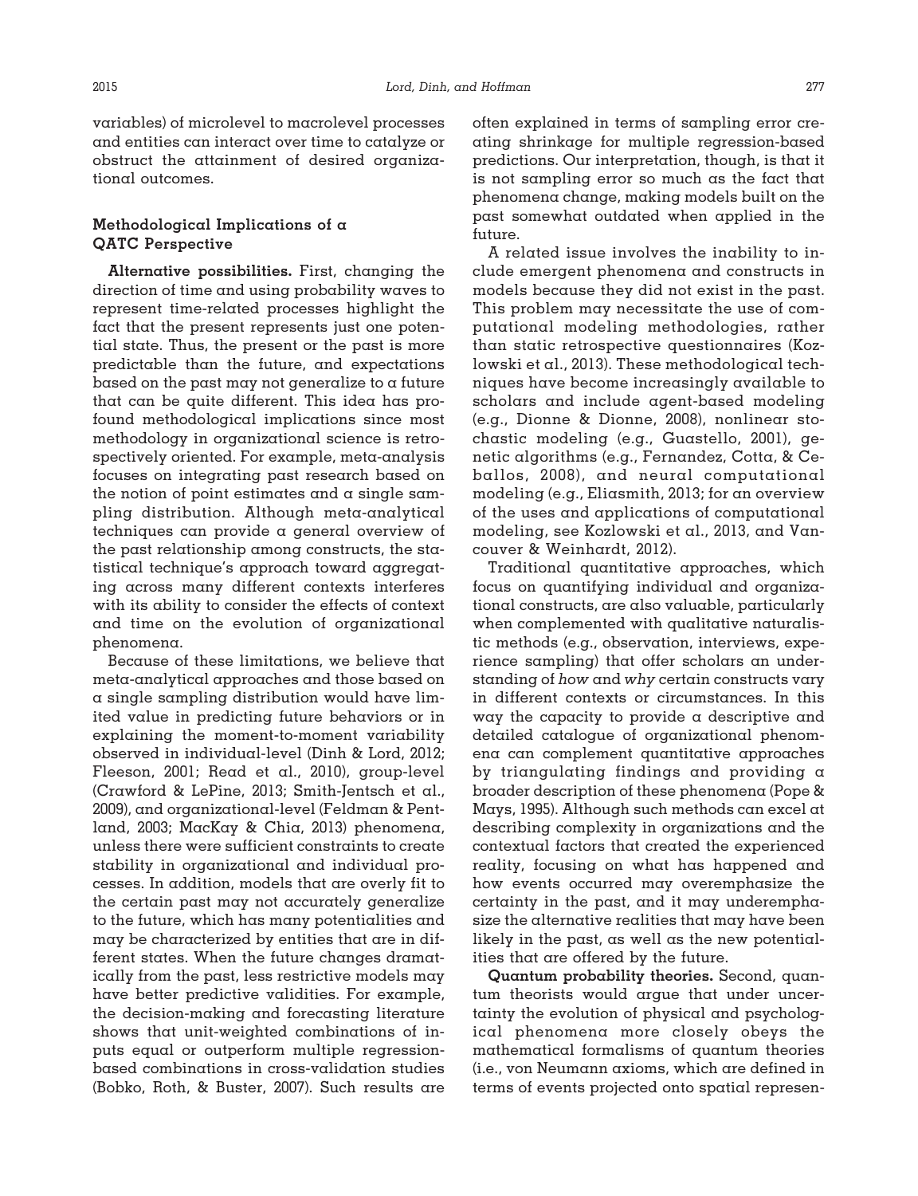variables) of microlevel to macrolevel processes and entities can interact over time to catalyze or obstruct the attainment of desired organizational outcomes.

### Methodological Implications of a QATC Perspective

**Alternative possibilities.** First, changing the direction of time and using probability waves to represent time-related processes highlight the fact that the present represents just one potential state. Thus, the present or the past is more predictable than the future, and expectations based on the past may not generalize to a future that can be quite different. This idea has profound methodological implications since most methodology in organizational science is retrospectively oriented. For example, meta-analysis focuses on integrating past research based on the notion of point estimates and a single sampling distribution. Although meta-analytical techniques can provide a general overview of the past relationship among constructs, the statistical technique's approach toward aggregating across many different contexts interferes with its ability to consider the effects of context and time on the evolution of organizational phenomena.

Because of these limitations, we believe that meta-analytical approaches and those based on a single sampling distribution would have limited value in predicting future behaviors or in explaining the moment-to-moment variability observed in individual-level (Dinh & Lord, 2012; Fleeson, 2001; Read et al., 2010), group-level (Crawford & LePine, 2013; Smith-Jentsch et al., 2009), and organizational-level (Feldman & Pentland, 2003; MacKay & Chia, 2013) phenomena, unless there were sufficient constraints to create stability in organizational and individual processes. In addition, models that are overly fit to the certain past may not accurately generalize to the future, which has many potentialities and may be characterized by entities that are in different states. When the future changes dramatically from the past, less restrictive models may have better predictive validities. For example, the decision-making and forecasting literature shows that unit-weighted combinations of inputs equal or outperform multiple regression-based combinations in cross-validation studies (Bobko, Roth, & Buster, 2007). Such results are often explained in terms of sampling error creating shrinkage for multiple regression-based predictions. Our interpretation, though, is that it is not sampling error so much as the fact that phenomena change, making models built on the past somewhat outdated when applied in the future.

A related issue involves the inability to include emergent phenomena and constructs in models because they did not exist in the past. This problem may necessitate the use of computational modeling methodologies, rather than static retrospective questionnaires (Kozlowski et al., 2013). These methodological techniques have become increasingly available to scholars and include agent-based modeling (e.g., Dionne & Dionne, 2008), nonlinear stochastic modeling (e.g., Guastello, 2001), genetic algorithms (e.g., Fernandez, Cotta, & Ceballos, 2008), and neural computational modeling (e.g., Eliasmith, 2013; for an overview of the uses and applications of computational modeling, see Kozlowski et al., 2013, and Vancouver & Weinhardt, 2012).

Traditional quantitative approaches, which focus on quantifying individual and organizational constructs, are also valuable, particularly when complemented with qualitative naturalistic methods (e.g., observation, interviews, experience sampling) that offer scholars an understanding of *how* and *why* certain constructs vary in different contexts or circumstances. In this way the capacity to provide a descriptive and detailed catalogue of organizational phenomena can complement quantitative approaches by triangulating findings and providing a broader description of these phenomena (Pope & Mays, 1995). Although such methods can excel at describing complexity in organizations and the contextual factors that created the experienced reality, focusing on what has happened and how events occurred may overemphasize the certainty in the past, and it may underemphasize the alternative realities that may have been likely in the past, as well as the new potentialities that are offered by the future.

**Quantum probability theories.** Second, quantum theorists would argue that under uncertainty the evolution of physical and psychological phenomena more closely obeys the mathematical formalisms of quantum theories (i.e., von Neumann axioms, which are defined in terms of events projected onto spatial represen-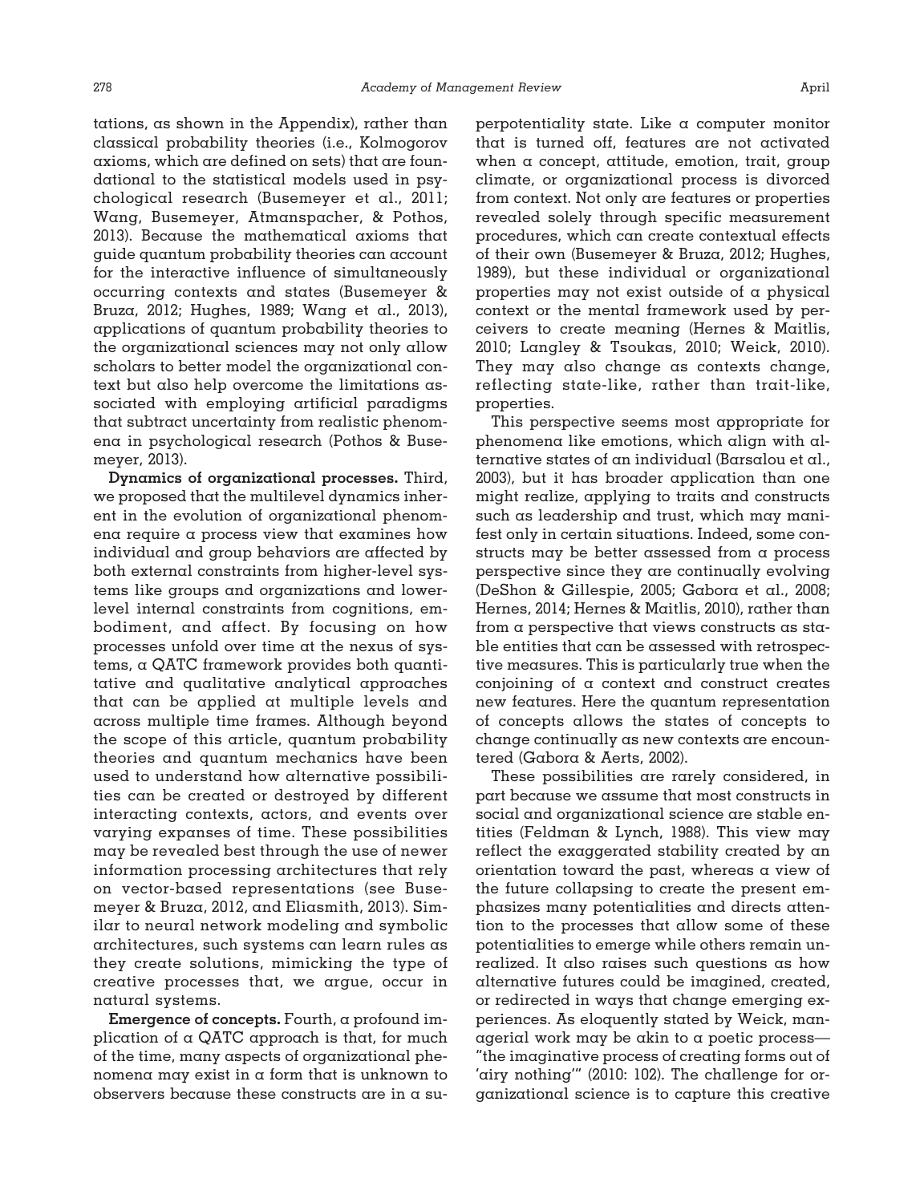tations, as shown in the Appendix), rather than classical probability theories (i.e., Kolmogorov axioms, which are defined on sets) that are foundational to the statistical models used in psychological research (Busemeyer et al., 2011; Wang, Busemeyer, Atmanspacher, & Pothos, 2013). Because the mathematical axioms that guide quantum probability theories can account for the interactive influence of simultaneously occurring contexts and states (Busemeyer & Bruza, 2012; Hughes, 1989; Wang et al., 2013), applications of quantum probability theories to the organizational sciences may not only allow scholars to better model the organizational context but also help overcome the limitations associated with employing artificial paradigms that subtract uncertainty from realistic phenomena in psychological research (Pothos & Busemeyer, 2013).

**Dynamics of organizational processes.** Third, we proposed that the multilevel dynamics inherent in the evolution of organizational phenomena require a process view that examines how individual and group behaviors are affected by both external constraints from higher-level systems like groups and organizations and lower-level internal constraints from cognitions, embodiment, and affect. By focusing on how processes unfold over time at the nexus of systems, a QATC framework provides both quantitative and qualitative analytical approaches that can be applied at multiple levels and across multiple time frames. Although beyond the scope of this article, quantum probability theories and quantum mechanics have been used to understand how alternative possibilities can be created or destroyed by different interacting contexts, actors, and events over varying expanses of time. These possibilities may be revealed best through the use of newer information processing architectures that rely on vector-based representations (see Busemeyer & Bruza, 2012, and Eliasmith, 2013). Similar to neural network modeling and symbolic architectures, such systems can learn rules as they create solutions, mimicking the type of creative processes that, we argue, occur in natural systems.

**Emergence of concepts.** Fourth, a profound implication of a QATC approach is that, for much of the time, many aspects of organizational phenomena may exist in a form that is unknown to observers because these constructs are in a superpotentiality state. Like a computer monitor that is turned off, features are not activated when a concept, attitude, emotion, trait, group climate, or organizational process is divorced from context. Not only are features or properties revealed solely through specific measurement procedures, which can create contextual effects of their own (Busemeyer & Bruza, 2012; Hughes, 1989), but these individual or organizational properties may not exist outside of a physical context or the mental framework used by perceivers to create meaning (Hernes & Maitlis, 2010; Langley & Tsoukas, 2010; Weick, 2010). They may also change as contexts change, reflecting state-like, rather than trait-like, properties.

This perspective seems most appropriate for phenomena like emotions, which align with alternative states of an individual (Barsalou et al., 2003), but it has broader application than one might realize, applying to traits and constructs such as leadership and trust, which may manifest only in certain situations. Indeed, some constructs may be better assessed from a process perspective since they are continually evolving (DeShon & Gillespie, 2005; Gabora et al., 2008; Hernes, 2014; Hernes & Maitlis, 2010), rather than from a perspective that views constructs as stable entities that can be assessed with retrospective measures. This is particularly true when the conjoining of a context and construct creates new features. Here the quantum representation of concepts allows the states of concepts to change continually as new contexts are encountered (Gabora & Aerts, 2002).

These possibilities are rarely considered, in part because we assume that most constructs in social and organizational science are stable entities (Feldman & Lynch, 1988). This view may reflect the exaggerated stability created by an orientation toward the past, whereas a view of the future collapsing to create the present emphasizes many potentialities and directs attention to the processes that allow some of these potentialities to emerge while others remain unrealized. It also raises such questions as how alternative futures could be imagined, created, or redirected in ways that change emerging experiences. As eloquently stated by Weick, managerial work may be akin to a poetic process—"the imaginative process of creating forms out of 'airy nothing'" (2010: 102). The challenge for organizational science is to capture this creative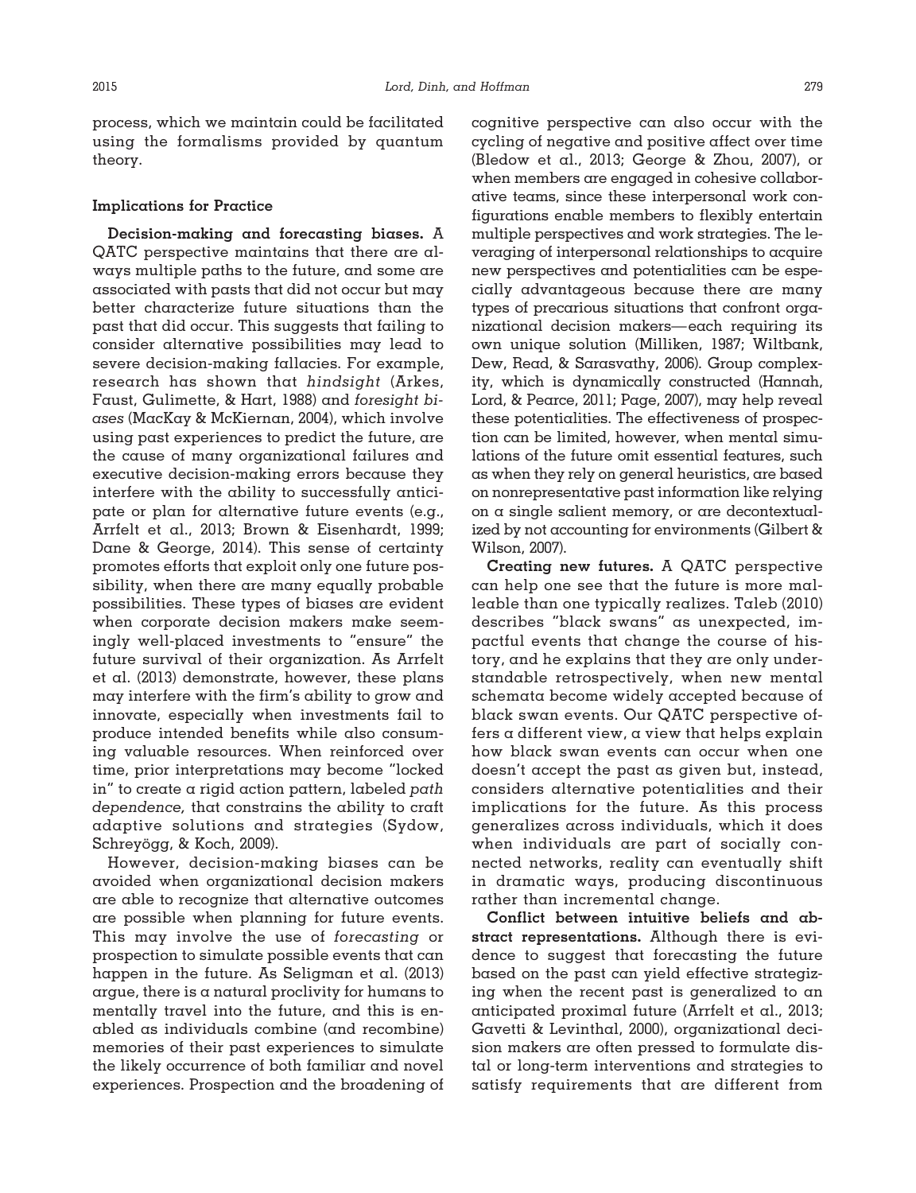process, which we maintain could be facilitated using the formalisms provided by quantum theory.

### Implications for Practice

**Decision-making and forecasting biases.** A QATC perspective maintains that there are always multiple paths to the future, and some are associated with pasts that did not occur but may better characterize future situations than the past that did occur. This suggests that failing to consider alternative possibilities may lead to severe decision-making fallacies. For example, research has shown that *hindsight* (Arkes, Faust, Gulimette, & Hart, 1988) and *foresight biases* (MacKay & McKiernan, 2004), which involve using past experiences to predict the future, are the cause of many organizational failures and executive decision-making errors because they interfere with the ability to successfully anticipate or plan for alternative future events (e.g., Arrfelt et al., 2013; Brown & Eisenhardt, 1999; Dane & George, 2014). This sense of certainty promotes efforts that exploit only one future possibility, when there are many equally probable possibilities. These types of biases are evident when corporate decision makers make seemingly well-placed investments to "ensure" the future survival of their organization. As Arrfelt et al. (2013) demonstrate, however, these plans may interfere with the firm's ability to grow and innovate, especially when investments fail to produce intended benefits while also consuming valuable resources. When reinforced over time, prior interpretations may become "locked in" to create a rigid action pattern, labeled *path dependence,* that constrains the ability to craft adaptive solutions and strategies (Sydow, Schreyögg, & Koch, 2009).

However, decision-making biases can be avoided when organizational decision makers are able to recognize that alternative outcomes are possible when planning for future events. This may involve the use of *forecasting* or prospection to simulate possible events that can happen in the future. As Seligman et al. (2013) argue, there is a natural proclivity for humans to mentally travel into the future, and this is enabled as individuals combine (and recombine) memories of their past experiences to simulate the likely occurrence of both familiar and novel experiences. Prospection and the broadening of cognitive perspective can also occur with the cycling of negative and positive affect over time (Bledow et al., 2013; George & Zhou, 2007), or when members are engaged in cohesive collaborative teams, since these interpersonal work configurations enable members to flexibly entertain multiple perspectives and work strategies. The leveraging of interpersonal relationships to acquire new perspectives and potentialities can be especially advantageous because there are many types of precarious situations that confront organizational decision makers—each requiring its own unique solution (Milliken, 1987; Wiltbank, Dew, Read, & Sarasvathy, 2006). Group complexity, which is dynamically constructed (Hannah, Lord, & Pearce, 2011; Page, 2007), may help reveal these potentialities. The effectiveness of prospection can be limited, however, when mental simulations of the future omit essential features, such as when they rely on general heuristics, are based on nonrepresentative past information like relying on a single salient memory, or are decontextualized by not accounting for environments (Gilbert & Wilson, 2007).

**Creating new futures.** A QATC perspective can help one see that the future is more malleable than one typically realizes. Taleb (2010) describes "black swans" as unexpected, impactful events that change the course of history, and he explains that they are only understandable retrospectively, when new mental schemata become widely accepted because of black swan events. Our QATC perspective offers a different view, a view that helps explain how black swan events can occur when one doesn't accept the past as given but, instead, considers alternative potentialities and their implications for the future. As this process generalizes across individuals, which it does when individuals are part of socially connected networks, reality can eventually shift in dramatic ways, producing discontinuous rather than incremental change.

**Conflict between intuitive beliefs and abstract representations.** Although there is evidence to suggest that forecasting the future based on the past can yield effective strategizing when the recent past is generalized to an anticipated proximal future (Arrfelt et al., 2013; Gavetti & Levinthal, 2000), organizational decision makers are often pressed to formulate distal or long-term interventions and strategies to satisfy requirements that are different from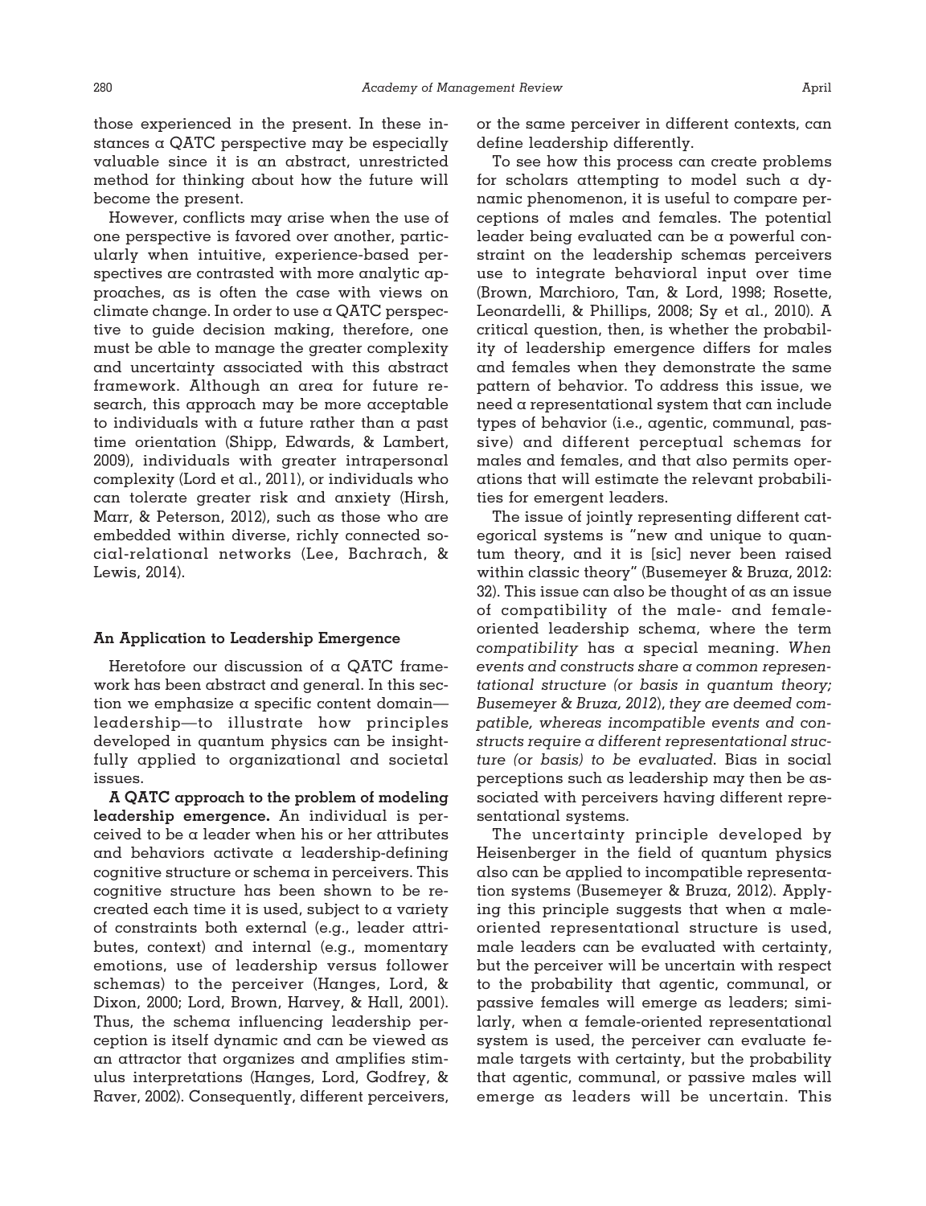those experienced in the present. In these instances a QATC perspective may be especially valuable since it is an abstract, unrestricted method for thinking about how the future will become the present.

However, conflicts may arise when the use of one perspective is favored over another, particularly when intuitive, experience-based perspectives are contrasted with more analytic approaches, as is often the case with views on climate change. In order to use a QATC perspective to guide decision making, therefore, one must be able to manage the greater complexity and uncertainty associated with this abstract framework. Although an area for future research, this approach may be more acceptable to individuals with a future rather than a past time orientation (Shipp, Edwards, & Lambert, 2009), individuals with greater intrapersonal complexity (Lord et al., 2011), or individuals who can tolerate greater risk and anxiety (Hirsh, Marr, & Peterson, 2012), such as those who are embedded within diverse, richly connected social-relational networks (Lee, Bachrach, & Lewis, 2014).

### An Application to Leadership Emergence

Heretofore our discussion of a QATC framework has been abstract and general. In this section we emphasize a specific content domain—leadership—to illustrate how principles developed in quantum physics can be insightfully applied to organizational and societal issues.

**A QATC approach to the problem of modeling leadership emergence.** An individual is perceived to be a leader when his or her attributes and behaviors activate a leadership-defining cognitive structure or schema in perceivers. This cognitive structure has been shown to be recreated each time it is used, subject to a variety of constraints both external (e.g., leader attributes, context) and internal (e.g., momentary emotions, use of leadership versus follower schemas) to the perceiver (Hanges, Lord, & Dixon, 2000; Lord, Brown, Harvey, & Hall, 2001). Thus, the schema influencing leadership perception is itself dynamic and can be viewed as an attractor that organizes and amplifies stimulus interpretations (Hanges, Lord, Godfrey, & Raver, 2002). Consequently, different perceivers, or the same perceiver in different contexts, can define leadership differently.

To see how this process can create problems for scholars attempting to model such a dynamic phenomenon, it is useful to compare perceptions of males and females. The potential leader being evaluated can be a powerful constraint on the leadership schemas perceivers use to integrate behavioral input over time (Brown, Marchioro, Tan, & Lord, 1998; Rosette, Leonardelli, & Phillips, 2008; Sy et al., 2010). A critical question, then, is whether the probability of leadership emergence differs for males and females when they demonstrate the same pattern of behavior. To address this issue, we need a representational system that can include types of behavior (i.e., agentic, communal, passive) and different perceptual schemas for males and females, and that also permits operations that will estimate the relevant probabilities for emergent leaders.

The issue of jointly representing different categorical systems is "new and unique to quantum theory, and it is [sic] never been raised within classic theory" (Busemeyer & Bruza, 2012: 32). This issue can also be thought of as an issue of compatibility of the male- and female-oriented leadership schema, where the term *compatibility* has a special meaning. *When events and constructs share a common representational structure (or basis in quantum theory; Busemeyer & Bruza, 2012), they are deemed compatible, whereas incompatible events and constructs require a different representational structure (or basis) to be evaluated.* Bias in social perceptions such as leadership may then be associated with perceivers having different representational systems.

The uncertainty principle developed by Heisenberger in the field of quantum physics also can be applied to incompatible representation systems (Busemeyer & Bruza, 2012). Applying this principle suggests that when a male-oriented representational structure is used, male leaders can be evaluated with certainty, but the perceiver will be uncertain with respect to the probability that agentic, communal, or passive females will emerge as leaders; similarly, when a female-oriented representational system is used, the perceiver can evaluate female targets with certainty, but the probability that agentic, communal, or passive males will emerge as leaders will be uncertain. This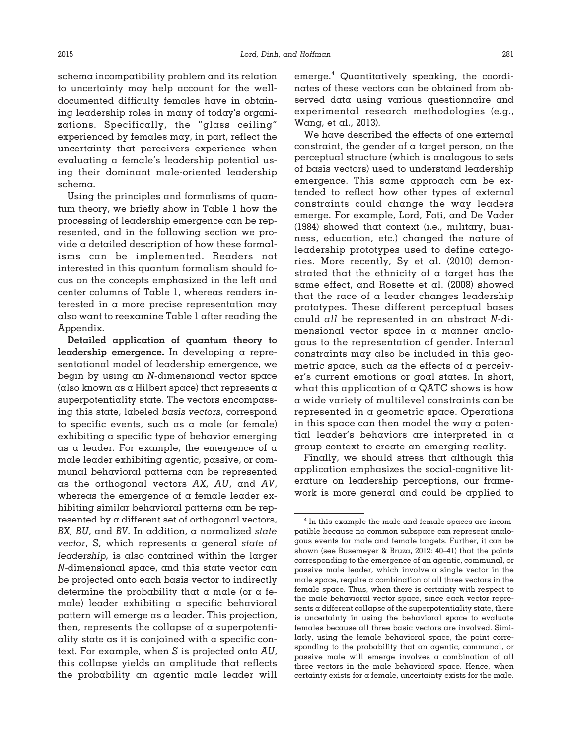schema incompatibility problem and its relation to uncertainty may help account for the well-documented difficulty females have in obtaining leadership roles in many of today's organizations. Specifically, the "glass ceiling" experienced by females may, in part, reflect the uncertainty that perceivers experience when evaluating a female's leadership potential using their dominant male-oriented leadership schema.

Using the principles and formalisms of quantum theory, we briefly show in Table 1 how the processing of leadership emergence can be represented, and in the following section we provide a detailed description of how these formalisms can be implemented. Readers not interested in this quantum formalism should focus on the concepts emphasized in the left and center columns of Table 1, whereas readers interested in a more precise representation may also want to reexamine Table 1 after reading the Appendix.

**Detailed application of quantum theory to leadership emergence.** In developing a representational model of leadership emergence, we begin by using an *N*-dimensional vector space (also known as a Hilbert space) that represents a superpotentiality state. The vectors encompassing this state, labeled *basis vectors*, correspond to specific events, such as a male (or female) exhibiting a specific type of behavior emerging as a leader. For example, the emergence of a male leader exhibiting agentic, passive, or communal behavioral patterns can be represented as the orthogonal vectors *AX, AU*, and *AV*, whereas the emergence of a female leader exhibiting similar behavioral patterns can be represented by a different set of orthogonal vectors, *BX, BU*, and *BV*. In addition, a normalized *state vector*, *S*, which represents a general *state of leadership,* is also contained within the larger *N*-dimensional space, and this state vector can be projected onto each basis vector to indirectly determine the probability that a male (or a female) leader exhibiting a specific behavioral pattern will emerge as a leader. This projection, then, represents the collapse of a superpotentiality state as it is conjoined with a specific context. For example, when *S* is projected onto *AU*, this collapse yields an amplitude that reflects the probability an agentic male leader will emerge.[4] Quantitatively speaking, the coordinates of these vectors can be obtained from observed data using various questionnaire and experimental research methodologies (e.g., Wang, et al., 2013).

We have described the effects of one external constraint, the gender of a target person, on the perceptual structure (which is analogous to sets of basis vectors) used to understand leadership emergence. This same approach can be extended to reflect how other types of external constraints could change the way leaders emerge. For example, Lord, Foti, and De Vader (1984) showed that context (i.e., military, business, education, etc.) changed the nature of leadership prototypes used to define categories. More recently, Sy et al. (2010) demonstrated that the ethnicity of a target has the same effect, and Rosette et al. (2008) showed that the race of a leader changes leadership prototypes. These different perceptual bases could *all* be represented in an abstract *N*-dimensional vector space in a manner analogous to the representation of gender. Internal constraints may also be included in this geometric space, such as the effects of a perceiver's current emotions or goal states. In short, what this application of a QATC shows is how a wide variety of multilevel constraints can be represented in a geometric space. Operations in this space can then model the way a potential leader's behaviors are interpreted in a group context to create an emerging reality.

Finally, we should stress that although this application emphasizes the social-cognitive literature on leadership perceptions, our framework is more general and could be applied to

---

[4] In this example the male and female spaces are incompatible because no common subspace can represent analogous events for male and female targets. Further, it can be shown (see Busemeyer & Bruza, 2012: 40–41) that the points corresponding to the emergence of an agentic, communal, or passive male leader, which involve a single vector in the male space, require a combination of all three vectors in the female space. Thus, when there is certainty with respect to the male behavioral vector space, since each vector represents a different collapse of the superpotentiality state, there is uncertainty in using the behavioral space to evaluate females because all three basic vectors are involved. Similarly, using the female behavioral space, the point corresponding to the probability that an agentic, communal, or passive male will emerge involves a combination of all three vectors in the male behavioral space. Hence, when certainty exists for a female, uncertainty exists for the male.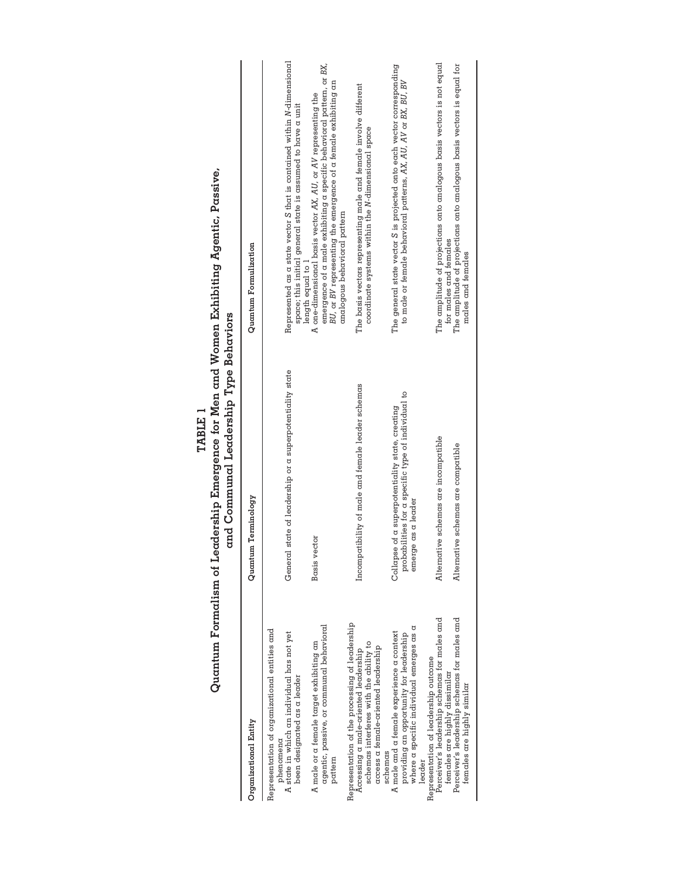**TABLE 1**

**Quantum Formalism of Leadership Emergence for Men and Women Exhibiting Agentic, Passive, and Communal Leadership Type Behaviors**

| Organizational Entity | Quantum Terminology | Quantum Formulization |
| --- | --- | --- |
| Representation of organizational entities and phenomena | | |
| A state in which an individual has not yet been designated as a leader | General state of leadership or a superpotentiality state | Represented as a state vector *S* that is contained within *N*-dimensional space; this initial general state is assumed to have a unit length equal to 1 |
| A male or a female target exhibiting an agentic, passive, or communal behavioral pattern | Basis vector | A one-dimensional basis vector *AX*, *AU*, or *AV* representing the emergence of a male exhibiting a specific behavioral pattern, or *BX*, *BU*, or *BV* representing the emergence of a female exhibiting an analogous behavioral pattern |
| Representation of the processing of leadership | | |
| Accessing a male-oriented leadership schemas interferes with the ability to access a female-oriented leadership schemas | Incompatibility of male and female leader schemas | The basis vectors representing male and female involve different coordinate systems within the *N*-dimensional space |
| A male and a female experience a context providing an opportunity for leadership where a specific individual emerges as a leader | Collapse of a superpotentiality state, creating probabilities for a specific type of individual to emerge as a leader | The general state vector *S* is projected onto each vector corresponding to male or female behavioral patterns, *AX*, *AU*, *AV* or *BX*, *BU*, *BV* |
| Representation of leadership outcome | | |
| Perceiver's leadership schemas for males and females are highly dissimilar | Alternative schemas are incompatible | The amplitude of projections onto analogous basis vectors is not equal for males and females |
| Perceiver's leadership schemas for males and females are highly similar | Alternative schemas are compatible | The amplitude of projections onto analogous basis vectors is equal for males and females |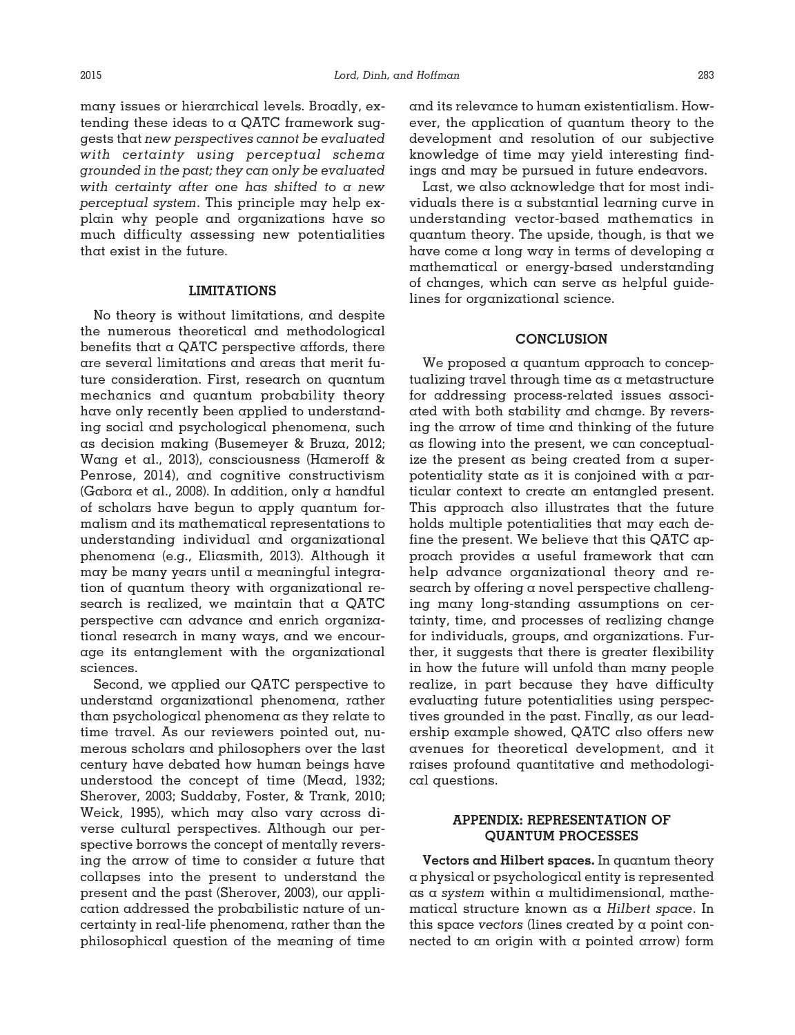many issues or hierarchical levels. Broadly, extending these ideas to a QATC framework suggests that *new perspectives cannot be evaluated with certainty using perceptual schema grounded in the past; they can only be evaluated with certainty after one has shifted to a new perceptual system*. This principle may help explain why people and organizations have so much difficulty assessing new potentialities that exist in the future.

## LIMITATIONS

No theory is without limitations, and despite the numerous theoretical and methodological benefits that a QATC perspective affords, there are several limitations and areas that merit future consideration. First, research on quantum mechanics and quantum probability theory have only recently been applied to understanding social and psychological phenomena, such as decision making (Busemeyer & Bruza, 2012; Wang et al., 2013), consciousness (Hameroff & Penrose, 2014), and cognitive constructivism (Gabora et al., 2008). In addition, only a handful of scholars have begun to apply quantum formalism and its mathematical representations to understanding individual and organizational phenomena (e.g., Eliasmith, 2013). Although it may be many years until a meaningful integration of quantum theory with organizational research is realized, we maintain that a QATC perspective can advance and enrich organizational research in many ways, and we encourage its entanglement with the organizational sciences.

Second, we applied our QATC perspective to understand organizational phenomena, rather than psychological phenomena as they relate to time travel. As our reviewers pointed out, numerous scholars and philosophers over the last century have debated how human beings have understood the concept of time (Mead, 1932; Sherover, 2003; Suddaby, Foster, & Trank, 2010; Weick, 1995), which may also vary across diverse cultural perspectives. Although our perspective borrows the concept of mentally reversing the arrow of time to consider a future that collapses into the present to understand the present and the past (Sherover, 2003), our application addressed the probabilistic nature of uncertainty in real-life phenomena, rather than the philosophical question of the meaning of time and its relevance to human existentialism. However, the application of quantum theory to the development and resolution of our subjective knowledge of time may yield interesting findings and may be pursued in future endeavors.

Last, we also acknowledge that for most individuals there is a substantial learning curve in understanding vector-based mathematics in quantum theory. The upside, though, is that we have come a long way in terms of developing a mathematical or energy-based understanding of changes, which can serve as helpful guidelines for organizational science.

## CONCLUSION

We proposed a quantum approach to conceptualizing travel through time as a metastructure for addressing process-related issues associated with both stability and change. By reversing the arrow of time and thinking of the future as flowing into the present, we can conceptualize the present as being created from a superpotentiality state as it is conjoined with a particular context to create an entangled present. This approach also illustrates that the future holds multiple potentialities that may each define the present. We believe that this QATC approach provides a useful framework that can help advance organizational theory and research by offering a novel perspective challenging many long-standing assumptions on certainty, time, and processes of realizing change for individuals, groups, and organizations. Further, it suggests that there is greater flexibility in how the future will unfold than many people realize, in part because they have difficulty evaluating future potentialities using perspectives grounded in the past. Finally, as our leadership example showed, QATC also offers new avenues for theoretical development, and it raises profound quantitative and methodological questions.

## APPENDIX: REPRESENTATION OF QUANTUM PROCESSES

**Vectors and Hilbert spaces.** In quantum theory a physical or psychological entity is represented as a *system* within a multidimensional, mathematical structure known as a *Hilbert space*. In this space *vectors* (lines created by a point connected to an origin with a pointed arrow) form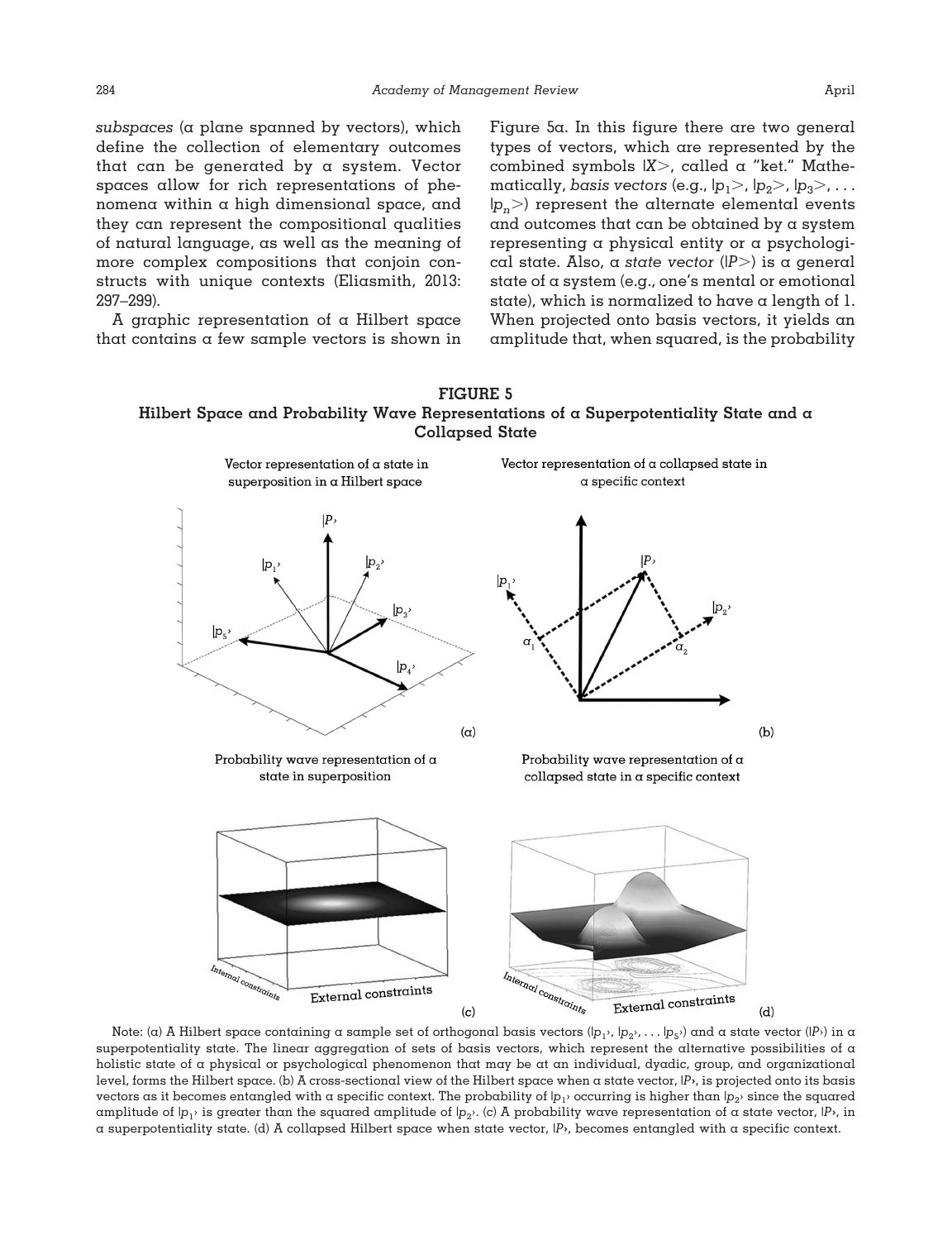*subspaces* (a plane spanned by vectors), which define the collection of elementary outcomes that can be generated by a system. Vector spaces allow for rich representations of phenomena within a high dimensional space, and they can represent the compositional qualities of natural language, as well as the meaning of more complex compositions that conjoin constructs with unique contexts (Eliasmith, 2013: 297–299).

A graphic representation of a Hilbert space that contains a few sample vectors is shown in Figure 5a. In this figure there are two general types of vectors, which are represented by the combined symbols $|X>$, called a "ket." Mathematically, *basis vectors* (e.g., $|p_1>$, $|p_2>$, $|p_3>$, . . . $|p_n>$) represent the alternate elemental events and outcomes that can be obtained by a system representing a physical entity or a psychological state. Also, a *state vector* ($|P>$) is a general state of a system (e.g., one's mental or emotional state), which is normalized to have a length of 1. When projected onto basis vectors, it yields an amplitude that, when squared, is the probability

**FIGURE 5**
**Hilbert Space and Probability Wave Representations of a Superpotentiality State and a Collapsed State**

Note: (a) A Hilbert space containing a sample set of orthogonal basis vectors ($|p_1\rangle$, $|p_2\rangle$, . . . $|p_5\rangle$) and a state vector ($|P\rangle$) in a superpotentiality state. The linear aggregation of sets of basis vectors, which represent the alternative possibilities of a holistic state of a physical or psychological phenomenon that may be at an individual, dyadic, group, and organizational level, forms the Hilbert space. (b) A cross-sectional view of the Hilbert space when a state vector, $|P\rangle$, is projected onto its basis vectors as it becomes entangled with a specific context. The probability of $|p_1\rangle$ occurring is higher than $|p_2\rangle$ since the squared amplitude of $|p_1\rangle$ is greater than the squared amplitude of $|p_2\rangle$. (c) A probability wave representation of a state vector, $|P\rangle$, in a superpotentiality state. (d) A collapsed Hilbert space when state vector, $|P\rangle$, becomes entangled with a specific context.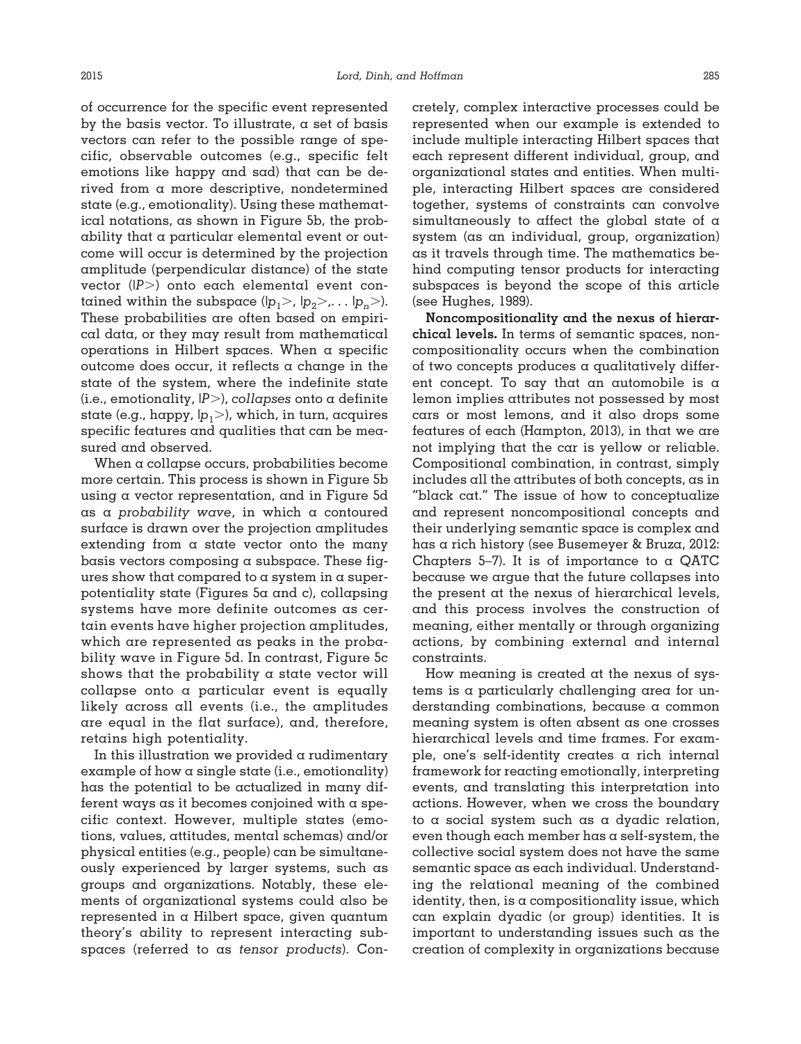of occurrence for the specific event represented by the basis vector. To illustrate, a set of basis vectors can refer to the possible range of specific, observable outcomes (e.g., specific felt emotions like happy and sad) that can be derived from a more descriptive, nondetermined state (e.g., emotionality). Using these mathematical notations, as shown in Figure 5b, the probability that a particular elemental event or outcome will occur is determined by the projection amplitude (perpendicular distance) of the state vector ($|P>$) onto each elemental event contained within the subspace ($|p_1>$, $|p_2>$,. . . $|p_n>$). These probabilities are often based on empirical data, or they may result from mathematical operations in Hilbert spaces. When a specific outcome does occur, it reflects a change in the state of the system, where the indefinite state (i.e., emotionality, $|P>$), *collapses* onto a definite state (e.g., happy, $|p_1>$), which, in turn, acquires specific features and qualities that can be measured and observed.

When a collapse occurs, probabilities become more certain. This process is shown in Figure 5b using a vector representation, and in Figure 5d as a *probability wave*, in which a contoured surface is drawn over the projection amplitudes extending from a state vector onto the many basis vectors composing a subspace. These figures show that compared to a system in a superpotentiality state (Figures 5a and c), collapsing systems have more definite outcomes as certain events have higher projection amplitudes, which are represented as peaks in the probability wave in Figure 5d. In contrast, Figure 5c shows that the probability a state vector will collapse onto a particular event is equally likely across all events (i.e., the amplitudes are equal in the flat surface), and, therefore, retains high potentiality.

In this illustration we provided a rudimentary example of how a single state (i.e., emotionality) has the potential to be actualized in many different ways as it becomes conjoined with a specific context. However, multiple states (emotions, values, attitudes, mental schemas) and/or physical entities (e.g., people) can be simultaneously experienced by larger systems, such as groups and organizations. Notably, these elements of organizational systems could also be represented in a Hilbert space, given quantum theory's ability to represent interacting subspaces (referred to as *tensor products*). Concretely, complex interactive processes could be represented when our example is extended to include multiple interacting Hilbert spaces that each represent different individual, group, and organizational states and entities. When multiple, interacting Hilbert spaces are considered together, systems of constraints can convolve simultaneously to affect the global state of a system (as an individual, group, organization) as it travels through time. The mathematics behind computing tensor products for interacting subspaces is beyond the scope of this article (see Hughes, 1989).

**Noncompositionality and the nexus of hierarchical levels.** In terms of semantic spaces, noncompositionality occurs when the combination of two concepts produces a qualitatively different concept. To say that an automobile is a lemon implies attributes not possessed by most cars or most lemons, and it also drops some features of each (Hampton, 2013), in that we are not implying that the car is yellow or reliable. Compositional combination, in contrast, simply includes all the attributes of both concepts, as in "black cat." The issue of how to conceptualize and represent noncompositional concepts and their underlying semantic space is complex and has a rich history (see Busemeyer & Bruza, 2012: Chapters 5–7). It is of importance to a QATC because we argue that the future collapses into the present at the nexus of hierarchical levels, and this process involves the construction of meaning, either mentally or through organizing actions, by combining external and internal constraints.

How meaning is created at the nexus of systems is a particularly challenging area for understanding combinations, because a common meaning system is often absent as one crosses hierarchical levels and time frames. For example, one's self-identity creates a rich internal framework for reacting emotionally, interpreting events, and translating this interpretation into actions. However, when we cross the boundary to a social system such as a dyadic relation, even though each member has a self-system, the collective social system does not have the same semantic space as each individual. Understanding the relational meaning of the combined identity, then, is a compositionality issue, which can explain dyadic (or group) identities. It is important to understanding issues such as the creation of complexity in organizations because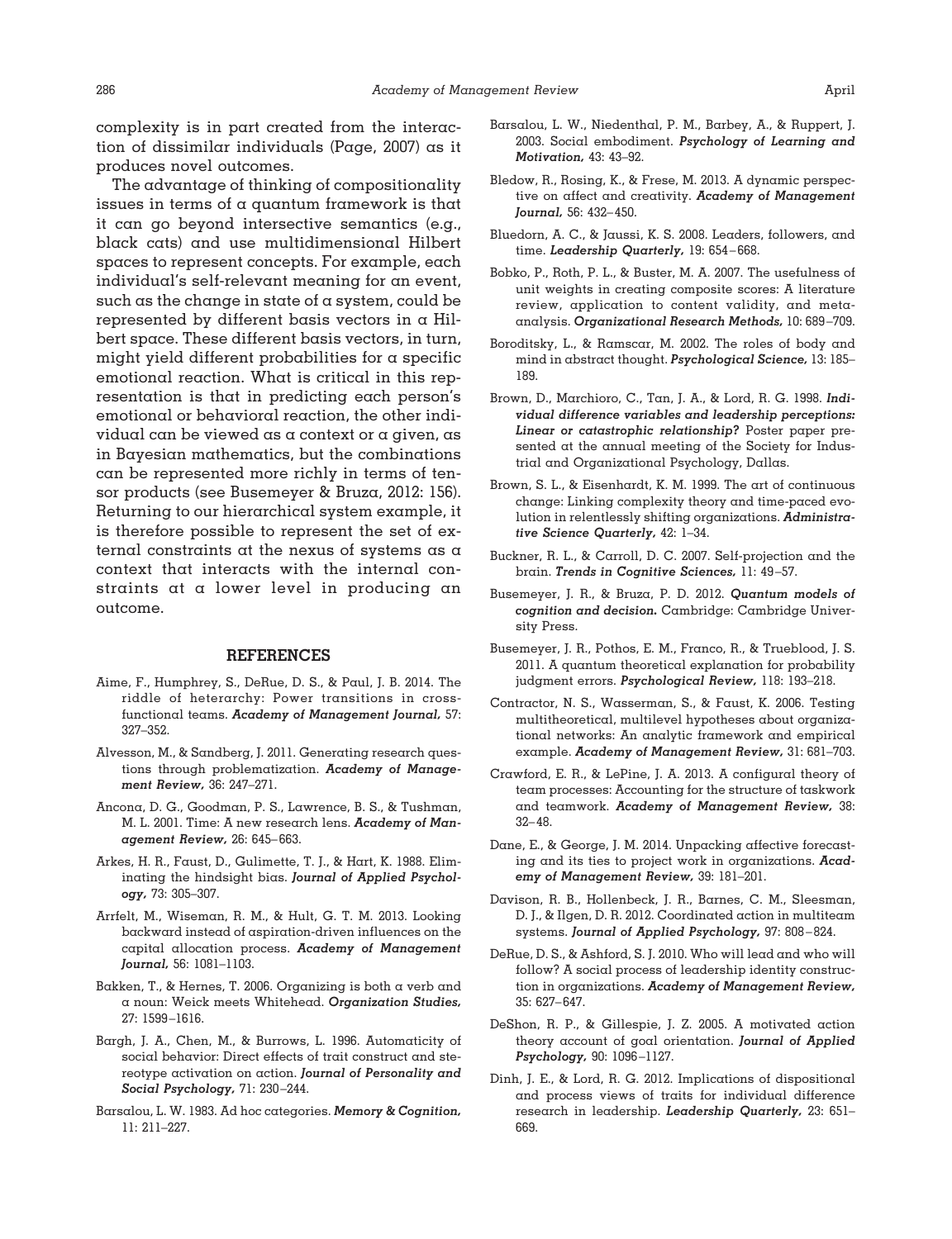complexity is in part created from the interaction of dissimilar individuals (Page, 2007) as it produces novel outcomes.

The advantage of thinking of compositionality issues in terms of a quantum framework is that it can go beyond intersective semantics (e.g., black cats) and use multidimensional Hilbert spaces to represent concepts. For example, each individual's self-relevant meaning for an event, such as the change in state of a system, could be represented by different basis vectors in a Hilbert space. These different basis vectors, in turn, might yield different probabilities for a specific emotional reaction. What is critical in this representation is that in predicting each person's emotional or behavioral reaction, the other individual can be viewed as a context or a given, as in Bayesian mathematics, but the combinations can be represented more richly in terms of tensor products (see Busemeyer & Bruza, 2012: 156). Returning to our hierarchical system example, it is therefore possible to represent the set of external constraints at the nexus of systems as a context that interacts with the internal constraints at a lower level in producing an outcome.

## REFERENCES

Aime, F., Humphrey, S., DeRue, D. S., & Paul, J. B. 2014. The riddle of heterarchy: Power transitions in cross-functional teams. ***Academy of Management Journal,*** 57: 327–352.

Alvesson, M., & Sandberg, J. 2011. Generating research questions through problematization. ***Academy of Management Review,*** 36: 247–271.

Ancona, D. G., Goodman, P. S., Lawrence, B. S., & Tushman, M. L. 2001. Time: A new research lens. ***Academy of Management Review,*** 26: 645–663.

Arkes, H. R., Faust, D., Gulimette, T. J., & Hart, K. 1988. Eliminating the hindsight bias. ***Journal of Applied Psychology,*** 73: 305–307.

Arrfelt, M., Wiseman, R. M., & Hult, G. T. M. 2013. Looking backward instead of aspiration-driven influences on the capital allocation process. ***Academy of Management Journal,*** 56: 1081–1103.

Bakken, T., & Hernes, T. 2006. Organizing is both a verb and a noun: Weick meets Whitehead. ***Organization Studies,*** 27: 1599–1616.

Bargh, J. A., Chen, M., & Burrows, L. 1996. Automaticity of social behavior: Direct effects of trait construct and stereotype activation on action. ***Journal of Personality and Social Psychology,*** 71: 230–244.

Barsalou, L. W. 1983. Ad hoc categories. ***Memory & Cognition,*** 11: 211–227.

Barsalou, L. W., Niedenthal, P. M., Barbey, A., & Ruppert, J. 2003. Social embodiment. ***Psychology of Learning and Motivation,*** 43: 43–92.

Bledow, R., Rosing, K., & Frese, M. 2013. A dynamic perspective on affect and creativity. ***Academy of Management Journal,*** 56: 432–450.

Bluedorn, A. C., & Jaussi, K. S. 2008. Leaders, followers, and time. ***Leadership Quarterly,*** 19: 654–668.

Bobko, P., Roth, P. L., & Buster, M. A. 2007. The usefulness of unit weights in creating composite scores: A literature review, application to content validity, and meta-analysis. ***Organizational Research Methods,*** 10: 689–709.

Boroditsky, L., & Ramscar, M. 2002. The roles of body and mind in abstract thought. ***Psychological Science,*** 13: 185–189.

Brown, D., Marchioro, C., Tan, J. A., & Lord, R. G. 1998. ***Individual difference variables and leadership perceptions: Linear or catastrophic relationship?*** Poster paper presented at the annual meeting of the Society for Industrial and Organizational Psychology, Dallas.

Brown, S. L., & Eisenhardt, K. M. 1999. The art of continuous change: Linking complexity theory and time-paced evolution in relentlessly shifting organizations. ***Administrative Science Quarterly,*** 42: 1–34.

Buckner, R. L., & Carroll, D. C. 2007. Self-projection and the brain. ***Trends in Cognitive Sciences,*** 11: 49–57.

Busemeyer, J. R., & Bruza, P. D. 2012. ***Quantum models of cognition and decision.*** Cambridge: Cambridge University Press.

Busemeyer, J. R., Pothos, E. M., Franco, R., & Trueblood, J. S. 2011. A quantum theoretical explanation for probability judgment errors. ***Psychological Review,*** 118: 193–218.

Contractor, N. S., Wasserman, S., & Faust, K. 2006. Testing multitheoretical, multilevel hypotheses about organizational networks: An analytic framework and empirical example. ***Academy of Management Review,*** 31: 681–703.

Crawford, E. R., & LePine, J. A. 2013. A configural theory of team processes: Accounting for the structure of taskwork and teamwork. ***Academy of Management Review,*** 38: 32–48.

Dane, E., & George, J. M. 2014. Unpacking affective forecasting and its ties to project work in organizations. ***Academy of Management Review,*** 39: 181–201.

Davison, R. B., Hollenbeck, J. R., Barnes, C. M., Sleesman, D. J., & Ilgen, D. R. 2012. Coordinated action in multiteam systems. ***Journal of Applied Psychology,*** 97: 808–824.

DeRue, D. S., & Ashford, S. J. 2010. Who will lead and who will follow? A social process of leadership identity construction in organizations. ***Academy of Management Review,*** 35: 627–647.

DeShon, R. P., & Gillespie, J. Z. 2005. A motivated action theory account of goal orientation. ***Journal of Applied Psychology,*** 90: 1096–1127.

Dinh, J. E., & Lord, R. G. 2012. Implications of dispositional and process views of traits for individual difference research in leadership. ***Leadership Quarterly,*** 23: 651–669.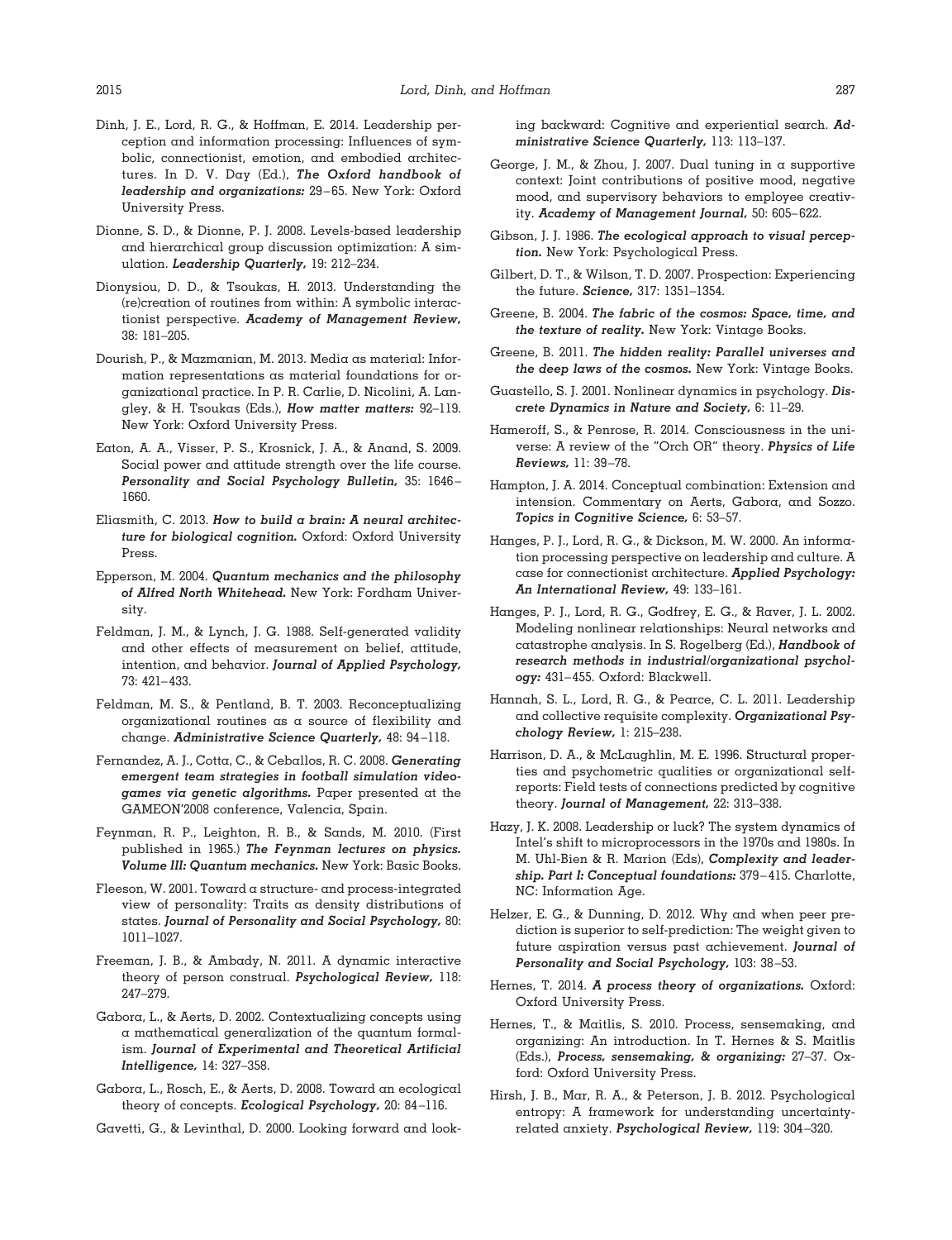Dinh, J. E., Lord, R. G., & Hoffman, E. 2014. Leadership perception and information processing: Influences of symbolic, connectionist, emotion, and embodied architectures. In D. V. Day (Ed.), ***The Oxford handbook of leadership and organizations:*** 29–65. New York: Oxford University Press.

Dionne, S. D., & Dionne, P. J. 2008. Levels-based leadership and hierarchical group discussion optimization: A simulation. ***Leadership Quarterly,*** 19: 212–234.

Dionysiou, D. D., & Tsoukas, H. 2013. Understanding the (re)creation of routines from within: A symbolic interactionist perspective. ***Academy of Management Review,*** 38: 181–205.

Dourish, P., & Mazmanian, M. 2013. Media as material: Information representations as material foundations for organizational practice. In P. R. Carlie, D. Nicolini, A. Langley, & H. Tsoukas (Eds.), ***How matter matters:*** 92–119. New York: Oxford University Press.

Eaton, A. A., Visser, P. S., Krosnick, J. A., & Anand, S. 2009. Social power and attitude strength over the life course. ***Personality and Social Psychology Bulletin,*** 35: 1646–1660.

Eliasmith, C. 2013. ***How to build a brain: A neural architecture for biological cognition.*** Oxford: Oxford University Press.

Epperson, M. 2004. ***Quantum mechanics and the philosophy of Alfred North Whitehead.*** New York: Fordham University.

Feldman, J. M., & Lynch, J. G. 1988. Self-generated validity and other effects of measurement on belief, attitude, intention, and behavior. ***Journal of Applied Psychology,*** 73: 421–433.

Feldman, M. S., & Pentland, B. T. 2003. Reconceptualizing organizational routines as a source of flexibility and change. ***Administrative Science Quarterly,*** 48: 94–118.

Fernandez, A. J., Cotta, C., & Ceballos, R. C. 2008. ***Generating emergent team strategies in football simulation videogames via genetic algorithms.*** Paper presented at the GAMEON'2008 conference, Valencia, Spain.

Feynman, R. P., Leighton, R. B., & Sands, M. 2010. (First published in 1965.) ***The Feynman lectures on physics. Volume III: Quantum mechanics.*** New York: Basic Books.

Fleeson, W. 2001. Toward a structure- and process-integrated view of personality: Traits as density distributions of states. ***Journal of Personality and Social Psychology,*** 80: 1011–1027.

Freeman, J. B., & Ambady, N. 2011. A dynamic interactive theory of person construal. ***Psychological Review,*** 118: 247–279.

Gabora, L., & Aerts, D. 2002. Contextualizing concepts using a mathematical generalization of the quantum formalism. ***Journal of Experimental and Theoretical Artificial Intelligence,*** 14: 327–358.

Gabora, L., Rosch, E., & Aerts, D. 2008. Toward an ecological theory of concepts. ***Ecological Psychology,*** 20: 84–116.

Gavetti, G., & Levinthal, D. 2000. Looking forward and looking backward: Cognitive and experiential search. ***Administrative Science Quarterly,*** 113: 113–137.

George, J. M., & Zhou, J. 2007. Dual tuning in a supportive context: Joint contributions of positive mood, negative mood, and supervisory behaviors to employee creativity. ***Academy of Management Journal,*** 50: 605–622.

Gibson, J. J. 1986. ***The ecological approach to visual perception.*** New York: Psychological Press.

Gilbert, D. T., & Wilson, T. D. 2007. Prospection: Experiencing the future. ***Science,*** 317: 1351–1354.

Greene, B. 2004. ***The fabric of the cosmos: Space, time, and the texture of reality.*** New York: Vintage Books.

Greene, B. 2011. ***The hidden reality: Parallel universes and the deep laws of the cosmos.*** New York: Vintage Books.

Guastello, S. J. 2001. Nonlinear dynamics in psychology. ***Discrete Dynamics in Nature and Society,*** 6: 11–29.

Hameroff, S., & Penrose, R. 2014. Consciousness in the universe: A review of the "Orch OR" theory. ***Physics of Life Reviews,*** 11: 39–78.

Hampton, J. A. 2014. Conceptual combination: Extension and intension. Commentary on Aerts, Gabora, and Sozzo. ***Topics in Cognitive Science,*** 6: 53–57.

Hanges, P. J., Lord, R. G., & Dickson, M. W. 2000. An information processing perspective on leadership and culture. A case for connectionist architecture. ***Applied Psychology: An International Review,*** 49: 133–161.

Hanges, P. J., Lord, R. G., Godfrey, E. G., & Raver, J. L. 2002. Modeling nonlinear relationships: Neural networks and catastrophe analysis. In S. Rogelberg (Ed.), ***Handbook of research methods in industrial/organizational psychology:*** 431–455. Oxford: Blackwell.

Hannah, S. L., Lord, R. G., & Pearce, C. L. 2011. Leadership and collective requisite complexity. ***Organizational Psychology Review,*** 1: 215–238.

Harrison, D. A., & McLaughlin, M. E. 1996. Structural properties and psychometric qualities or organizational self-reports: Field tests of connections predicted by cognitive theory. ***Journal of Management,*** 22: 313–338.

Hazy, J. K. 2008. Leadership or luck? The system dynamics of Intel's shift to microprocessors in the 1970s and 1980s. In M. Uhl-Bien & R. Marion (Eds), ***Complexity and leadership. Part I: Conceptual foundations:*** 379–415. Charlotte, NC: Information Age.

Helzer, E. G., & Dunning, D. 2012. Why and when peer prediction is superior to self-prediction: The weight given to future aspiration versus past achievement. ***Journal of Personality and Social Psychology,*** 103: 38–53.

Hernes, T. 2014. ***A process theory of organizations.*** Oxford: Oxford University Press.

Hernes, T., & Maitlis, S. 2010. Process, sensemaking, and organizing: An introduction. In T. Hernes & S. Maitlis (Eds.), ***Process, sensemaking, & organizing:*** 27–37. Oxford: Oxford University Press.

Hirsh, J. B., Mar, R. A., & Peterson, J. B. 2012. Psychological entropy: A framework for understanding uncertainty-related anxiety. ***Psychological Review,*** 119: 304–320.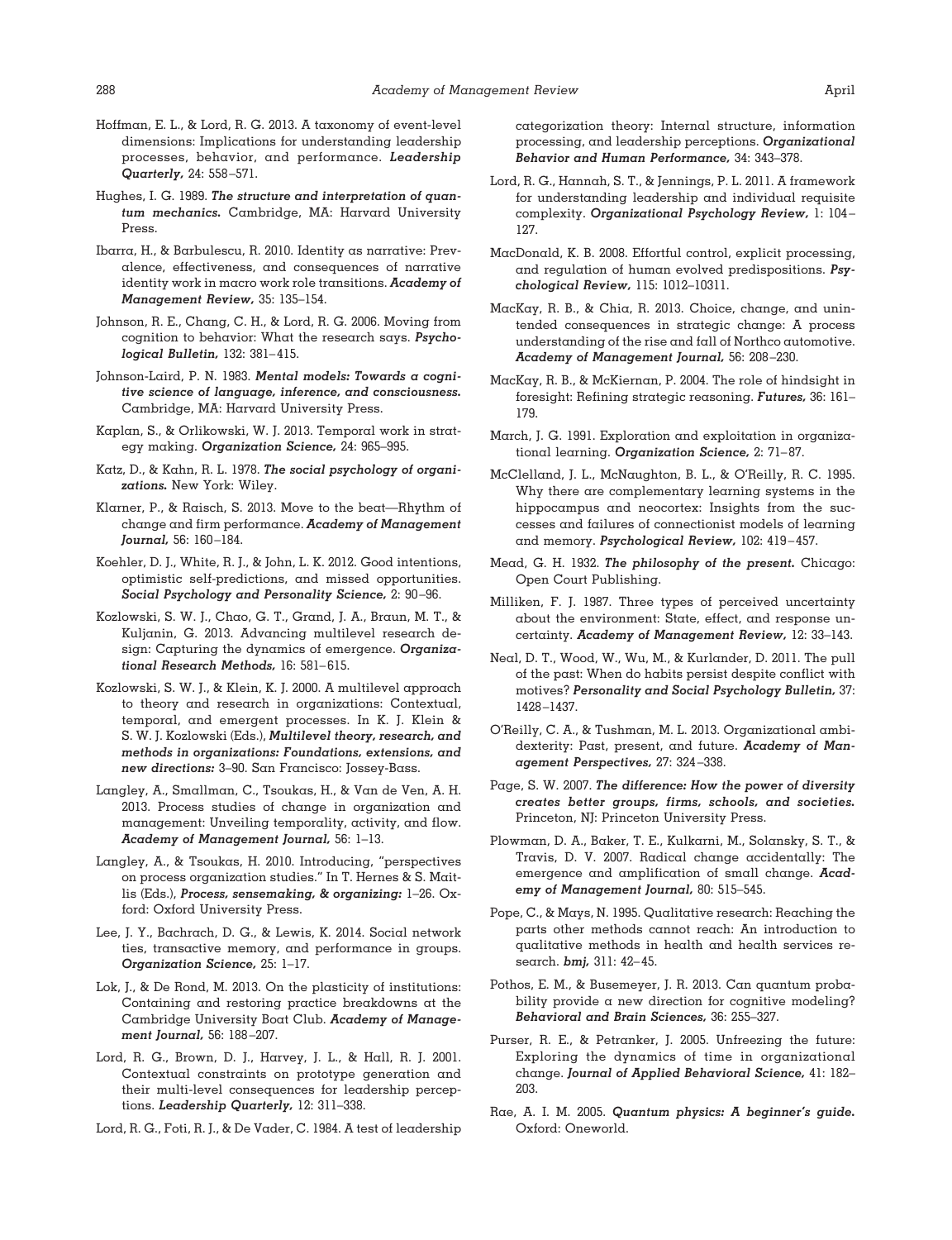Hoffman, E. L., & Lord, R. G. 2013. A taxonomy of event-level dimensions: Implications for understanding leadership processes, behavior, and performance. ***Leadership Quarterly,*** 24: 558–571.

Hughes, I. G. 1989. ***The structure and interpretation of quantum mechanics.*** Cambridge, MA: Harvard University Press.

Ibarra, H., & Barbulescu, R. 2010. Identity as narrative: Prevalence, effectiveness, and consequences of narrative identity work in macro work role transitions. ***Academy of Management Review,*** 35: 135–154.

Johnson, R. E., Chang, C. H., & Lord, R. G. 2006. Moving from cognition to behavior: What the research says. ***Psychological Bulletin,*** 132: 381–415.

Johnson-Laird, P. N. 1983. ***Mental models: Towards a cognitive science of language, inference, and consciousness.*** Cambridge, MA: Harvard University Press.

Kaplan, S., & Orlikowski, W. J. 2013. Temporal work in strategy making. ***Organization Science,*** 24: 965–995.

Katz, D., & Kahn, R. L. 1978. ***The social psychology of organizations.*** New York: Wiley.

Klarner, P., & Raisch, S. 2013. Move to the beat—Rhythm of change and firm performance. ***Academy of Management Journal,*** 56: 160–184.

Koehler, D. J., White, R. J., & John, L. K. 2012. Good intentions, optimistic self-predictions, and missed opportunities. ***Social Psychology and Personality Science,*** 2: 90–96.

Kozlowski, S. W. J., Chao, G. T., Grand, J. A., Braun, M. T., & Kuljanin, G. 2013. Advancing multilevel research design: Capturing the dynamics of emergence. ***Organizational Research Methods,*** 16: 581–615.

Kozlowski, S. W. J., & Klein, K. J. 2000. A multilevel approach to theory and research in organizations: Contextual, temporal, and emergent processes. In K. J. Klein & S. W. J. Kozlowski (Eds.), ***Multilevel theory, research, and methods in organizations: Foundations, extensions, and new directions:*** 3–90. San Francisco: Jossey-Bass.

Langley, A., Smallman, C., Tsoukas, H., & Van de Ven, A. H. 2013. Process studies of change in organization and management: Unveiling temporality, activity, and flow. ***Academy of Management Journal,*** 56: 1–13.

Langley, A., & Tsoukas, H. 2010. Introducing, "perspectives on process organization studies." In T. Hernes & S. Maitlis (Eds.), ***Process, sensemaking, & organizing:*** 1–26. Oxford: Oxford University Press.

Lee, J. Y., Bachrach, D. G., & Lewis, K. 2014. Social network ties, transactive memory, and performance in groups. ***Organization Science,*** 25: 1–17.

Lok, J., & De Rond, M. 2013. On the plasticity of institutions: Containing and restoring practice breakdowns at the Cambridge University Boat Club. ***Academy of Management Journal,*** 56: 188–207.

Lord, R. G., Brown, D. J., Harvey, J. L., & Hall, R. J. 2001. Contextual constraints on prototype generation and their multi-level consequences for leadership perceptions. ***Leadership Quarterly,*** 12: 311–338.

Lord, R. G., Foti, R. J., & De Vader, C. 1984. A test of leadership categorization theory: Internal structure, information processing, and leadership perceptions. ***Organizational Behavior and Human Performance,*** 34: 343–378.

Lord, R. G., Hannah, S. T., & Jennings, P. L. 2011. A framework for understanding leadership and individual requisite complexity. ***Organizational Psychology Review,*** 1: 104–127.

MacDonald, K. B. 2008. Effortful control, explicit processing, and regulation of human evolved predispositions. ***Psychological Review,*** 115: 1012–10311.

MacKay, R. B., & Chia, R. 2013. Choice, change, and unintended consequences in strategic change: A process understanding of the rise and fall of Northco automotive. ***Academy of Management Journal,*** 56: 208–230.

MacKay, R. B., & McKiernan, P. 2004. The role of hindsight in foresight: Refining strategic reasoning. ***Futures,*** 36: 161–179.

March, J. G. 1991. Exploration and exploitation in organizational learning. ***Organization Science,*** 2: 71–87.

McClelland, J. L., McNaughton, B. L., & O'Reilly, R. C. 1995. Why there are complementary learning systems in the hippocampus and neocortex: Insights from the successes and failures of connectionist models of learning and memory. ***Psychological Review,*** 102: 419–457.

Mead, G. H. 1932. ***The philosophy of the present.*** Chicago: Open Court Publishing.

Milliken, F. J. 1987. Three types of perceived uncertainty about the environment: State, effect, and response uncertainty. ***Academy of Management Review,*** 12: 33–143.

Neal, D. T., Wood, W., Wu, M., & Kurlander, D. 2011. The pull of the past: When do habits persist despite conflict with motives? ***Personality and Social Psychology Bulletin,*** 37: 1428–1437.

O'Reilly, C. A., & Tushman, M. L. 2013. Organizational ambidexterity: Past, present, and future. ***Academy of Management Perspectives,*** 27: 324–338.

Page, S. W. 2007. ***The difference: How the power of diversity creates better groups, firms, schools, and societies.*** Princeton, NJ: Princeton University Press.

Plowman, D. A., Baker, T. E., Kulkarni, M., Solansky, S. T., & Travis, D. V. 2007. Radical change accidentally: The emergence and amplification of small change. ***Academy of Management Journal,*** 80: 515–545.

Pope, C., & Mays, N. 1995. Qualitative research: Reaching the parts other methods cannot reach: An introduction to qualitative methods in health and health services research. ***bmj,*** 311: 42–45.

Pothos, E. M., & Busemeyer, J. R. 2013. Can quantum probability provide a new direction for cognitive modeling? ***Behavioral and Brain Sciences,*** 36: 255–327.

Purser, R. E., & Petranker, J. 2005. Unfreezing the future: Exploring the dynamics of time in organizational change. ***Journal of Applied Behavioral Science,*** 41: 182–203.

Rae, A. I. M. 2005. ***Quantum physics: A beginner's guide.*** Oxford: Oneworld.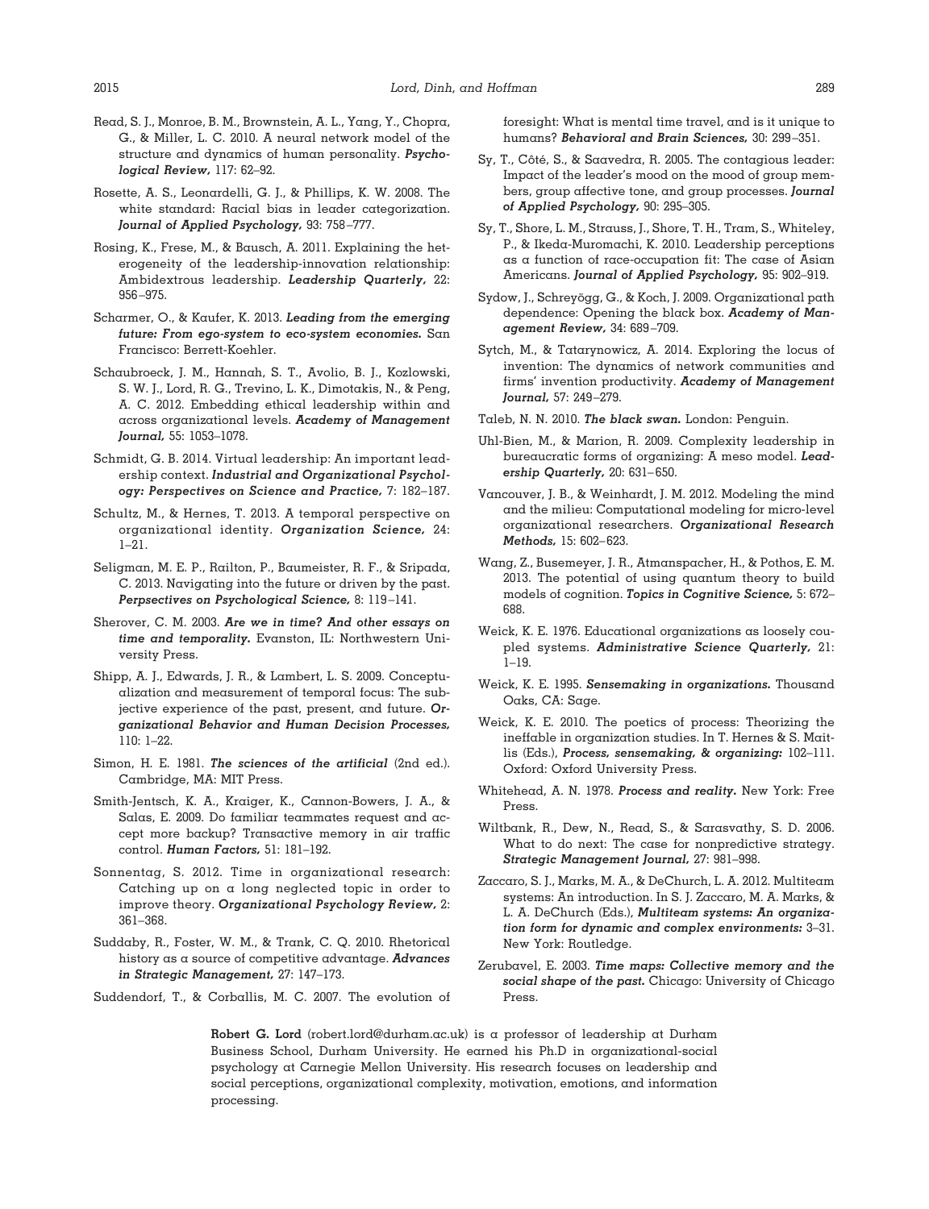Read, S. J., Monroe, B. M., Brownstein, A. L., Yang, Y., Chopra, G., & Miller, L. C. 2010. A neural network model of the structure and dynamics of human personality. ***Psychological Review,*** 117: 62–92.

Rosette, A. S., Leonardelli, G. J., & Phillips, K. W. 2008. The white standard: Racial bias in leader categorization. ***Journal of Applied Psychology,*** 93: 758–777.

Rosing, K., Frese, M., & Bausch, A. 2011. Explaining the heterogeneity of the leadership-innovation relationship: Ambidextrous leadership. ***Leadership Quarterly,*** 22: 956–975.

Scharmer, O., & Kaufer, K. 2013. ***Leading from the emerging future: From ego-system to eco-system economies.*** San Francisco: Berrett-Koehler.

Schaubroeck, J. M., Hannah, S. T., Avolio, B. J., Kozlowski, S. W. J., Lord, R. G., Trevino, L. K., Dimotakis, N., & Peng, A. C. 2012. Embedding ethical leadership within and across organizational levels. ***Academy of Management Journal,*** 55: 1053–1078.

Schmidt, G. B. 2014. Virtual leadership: An important leadership context. ***Industrial and Organizational Psychology: Perspectives on Science and Practice,*** 7: 182–187.

Schultz, M., & Hernes, T. 2013. A temporal perspective on organizational identity. ***Organization Science,*** 24: 1–21.

Seligman, M. E. P., Railton, P., Baumeister, R. F., & Sripada, C. 2013. Navigating into the future or driven by the past. ***Perpsectives on Psychological Science,*** 8: 119–141.

Sherover, C. M. 2003. ***Are we in time? And other essays on time and temporality.*** Evanston, IL: Northwestern University Press.

Shipp, A. J., Edwards, J. R., & Lambert, L. S. 2009. Conceptualization and measurement of temporal focus: The subjective experience of the past, present, and future. ***Organizational Behavior and Human Decision Processes,*** 110: 1–22.

Simon, H. E. 1981. ***The sciences of the artificial*** (2nd ed.). Cambridge, MA: MIT Press.

Smith-Jentsch, K. A., Kraiger, K., Cannon-Bowers, J. A., & Salas, E. 2009. Do familiar teammates request and accept more backup? Transactive memory in air traffic control. ***Human Factors,*** 51: 181–192.

Sonnentag, S. 2012. Time in organizational research: Catching up on a long neglected topic in order to improve theory. ***Organizational Psychology Review,*** 2: 361–368.

Suddaby, R., Foster, W. M., & Trank, C. Q. 2010. Rhetorical history as a source of competitive advantage. ***Advances in Strategic Management,*** 27: 147–173.

Suddendorf, T., & Corballis, M. C. 2007. The evolution of foresight: What is mental time travel, and is it unique to humans? ***Behavioral and Brain Sciences,*** 30: 299–351.

Sy, T., Côté, S., & Saavedra, R. 2005. The contagious leader: Impact of the leader's mood on the mood of group members, group affective tone, and group processes. ***Journal of Applied Psychology,*** 90: 295–305.

Sy, T., Shore, L. M., Strauss, J., Shore, T. H., Tram, S., Whiteley, P., & Ikeda-Muromachi, K. 2010. Leadership perceptions as a function of race-occupation fit: The case of Asian Americans. ***Journal of Applied Psychology,*** 95: 902–919.

Sydow, J., Schreyögg, G., & Koch, J. 2009. Organizational path dependence: Opening the black box. ***Academy of Management Review,*** 34: 689–709.

Sytch, M., & Tatarynowicz, A. 2014. Exploring the locus of invention: The dynamics of network communities and firms' invention productivity. ***Academy of Management Journal,*** 57: 249–279.

Taleb, N. N. 2010. ***The black swan.*** London: Penguin.

Uhl-Bien, M., & Marion, R. 2009. Complexity leadership in bureaucratic forms of organizing: A meso model. ***Leadership Quarterly,*** 20: 631–650.

Vancouver, J. B., & Weinhardt, J. M. 2012. Modeling the mind and the milieu: Computational modeling for micro-level organizational researchers. ***Organizational Research Methods,*** 15: 602–623.

Wang, Z., Busemeyer, J. R., Atmanspacher, H., & Pothos, E. M. 2013. The potential of using quantum theory to build models of cognition. ***Topics in Cognitive Science,*** 5: 672–688.

Weick, K. E. 1976. Educational organizations as loosely coupled systems. ***Administrative Science Quarterly,*** 21: 1–19.

Weick, K. E. 1995. ***Sensemaking in organizations.*** Thousand Oaks, CA: Sage.

Weick, K. E. 2010. The poetics of process: Theorizing the ineffable in organization studies. In T. Hernes & S. Maitlis (Eds.), ***Process, sensemaking, & organizing:*** 102–111. Oxford: Oxford University Press.

Whitehead, A. N. 1978. ***Process and reality.*** New York: Free Press.

Wiltbank, R., Dew, N., Read, S., & Sarasvathy, S. D. 2006. What to do next: The case for nonpredictive strategy. ***Strategic Management Journal,*** 27: 981–998.

Zaccaro, S. J., Marks, M. A., & DeChurch, L. A. 2012. Multiteam systems: An introduction. In S. J. Zaccaro, M. A. Marks, & L. A. DeChurch (Eds.), ***Multiteam systems: An organization form for dynamic and complex environments:*** 3–31. New York: Routledge.

Zerubavel, E. 2003. ***Time maps: Collective memory and the social shape of the past.*** Chicago: University of Chicago Press.

**Robert G. Lord** (robert.lord@durham.ac.uk) is a professor of leadership at Durham Business School, Durham University. He earned his Ph.D in organizational-social psychology at Carnegie Mellon University. His research focuses on leadership and social perceptions, organizational complexity, motivation, emotions, and information processing.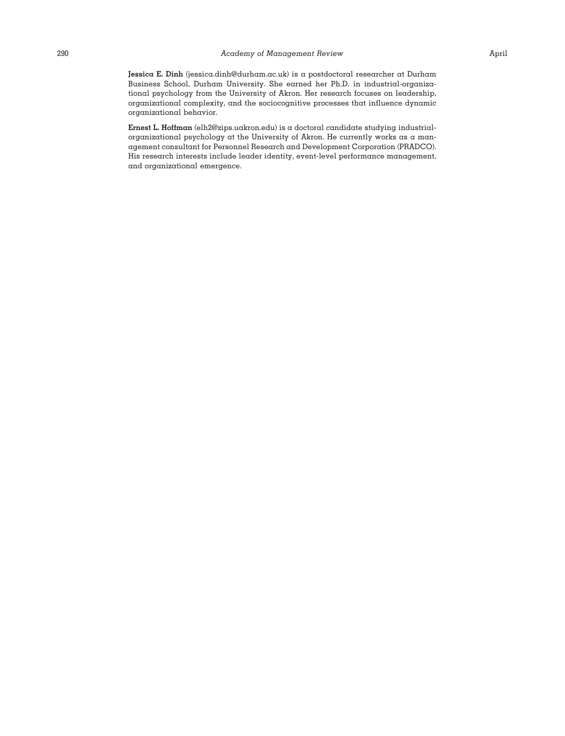**Jessica E. Dinh** (jessica.dinh@durham.ac.uk) is a postdoctoral researcher at Durham Business School, Durham University. She earned her Ph.D. in industrial-organizational psychology from the University of Akron. Her research focuses on leadership, organizational complexity, and the sociocognitive processes that influence dynamic organizational behavior.

**Ernest L. Hoffman** (elh2@zips.uakron.edu) is a doctoral candidate studying industrial-organizational psychology at the University of Akron. He currently works as a management consultant for Personnel Research and Development Corporation (PRADCO). His research interests include leader identity, event-level performance management, and organizational emergence.